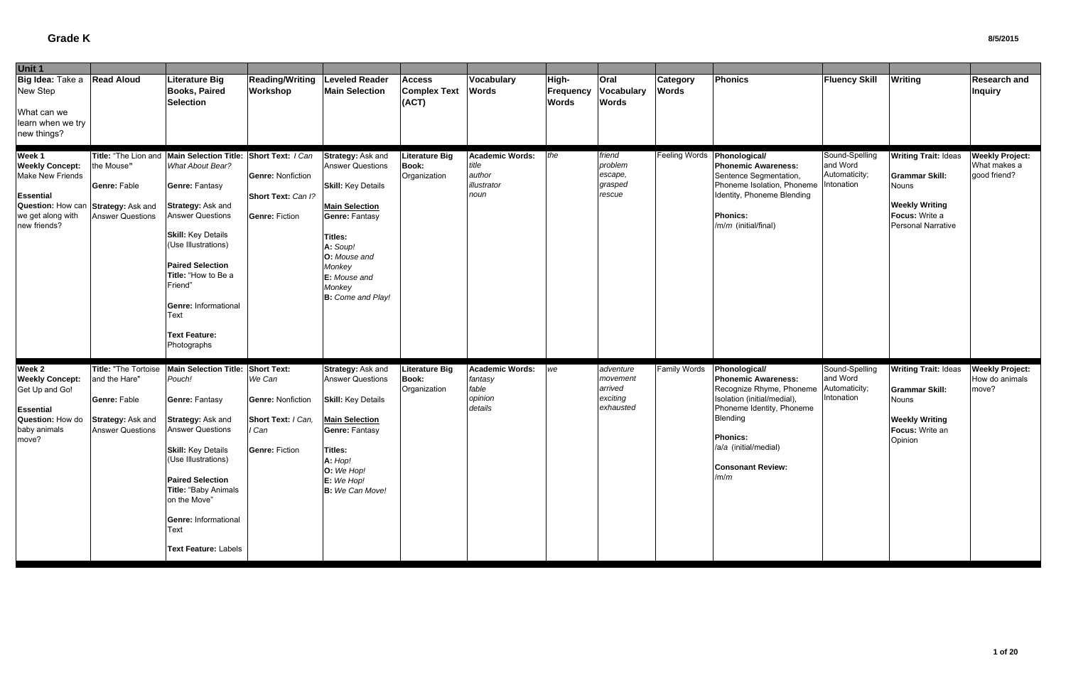# Grade K

| Unit 1 | | | | | | | | | | | | | |
|---|---|---|---|---|---|---|---|---|---|---|---|---|---|
| **Big Idea:** Take a New Step<br><br>What can we learn when we try new things? | **Read Aloud** | **Literature Big Books, Paired Selection** | **Reading/Writing Workshop** | **Leveled Reader Main Selection** | **Access Complex Text (ACT)** | **Vocabulary Words** | **High-Frequency Words** | **Oral Vocabulary Words** | **Category Words** | **Phonics** | **Fluency Skill** | **Writing** | **Research and Inquiry** |
| **Week 1**<br>**Weekly Concept:** Make New Friends<br><br>**Essential Question:** How can we get along with new friends? | **Title:** "The Lion and the Mouse"<br><br>**Genre:** Fable<br><br>**Strategy:** Ask and Answer Questions | **Main Selection Title:** *What About Bear?*<br><br>**Genre:** Fantasy<br><br>**Strategy:** Ask and Answer Questions<br><br>**Skill:** Key Details (Use Illustrations)<br><br>**Paired Selection Title:** "How to Be a Friend"<br><br>**Genre:** Informational Text<br><br>**Text Feature:** Photographs | **Short Text:** *I Can*<br><br>**Genre:** Nonfiction<br><br>**Short Text:** *Can I?*<br><br>**Genre:** Fiction | **Strategy:** Ask and Answer Questions<br><br>**Skill:** Key Details<br><br>**Main Selection Genre:** Fantasy<br><br>**Titles:**<br>**A:** *Soup!*<br>**O:** *Mouse and Monkey*<br>**E:** *Mouse and Monkey*<br>**B:** *Come and Play!* | **Literature Big Book:** Organization | **Academic Words:**<br>*title*<br>*author*<br>*illustrator*<br>*noun* | *the* | *friend*<br>*problem*<br>*escape,*<br>*grasped*<br>*rescue* | Feeling Words | **Phonological/ Phonemic Awareness:** Sentence Segmentation, Phoneme Isolation, Phoneme Identity, Phoneme Blending<br><br>**Phonics:**<br>/m/*m* (initial/final) | Sound-Spelling and Word Automaticity; Intonation | **Writing Trait:** Ideas<br><br>**Grammar Skill:** Nouns<br><br>**Weekly Writing Focus:** Write a Personal Narrative | **Weekly Project:** What makes a good friend? |
| **Week 2**<br>**Weekly Concept:** Get Up and Go!<br><br>**Essential Question:** How do baby animals move? | **Title:** "The Tortoise and the Hare"<br><br>**Genre:** Fable<br><br>**Strategy:** Ask and Answer Questions | **Main Selection Title:** *Pouch!*<br><br>**Genre:** Fantasy<br><br>**Strategy:** Ask and Answer Questions<br><br>**Skill:** Key Details (Use Illustrations)<br><br>**Paired Selection Title:** "Baby Animals on the Move"<br><br>**Genre:** Informational Text<br><br>**Text Feature:** Labels | **Short Text:** *We Can*<br><br>**Genre:** Nonfiction<br><br>**Short Text:** *I Can, I Can*<br><br>**Genre:** Fiction | **Strategy:** Ask and Answer Questions<br><br>**Skill:** Key Details<br><br>**Main Selection Genre:** Fantasy<br><br>**Titles:**<br>**A:** *Hop!*<br>**O:** *We Hop!*<br>**E:** *We Hop!*<br>**B:** *We Can Move!* | **Literature Big Book:** Organization | **Academic Words:**<br>*fantasy*<br>*fable*<br>*opinion*<br>*details* | *we* | *adventure*<br>*movement*<br>*arrived*<br>*exciting*<br>*exhausted* | Family Words | **Phonological/ Phonemic Awareness:** Recognize Rhyme, Phoneme Isolation (initial/medial), Phoneme Identity, Phoneme Blending<br><br>**Phonics:**<br>/a/*a* (initial/medial)<br><br>**Consonant Review:**<br>/m/*m* | Sound-Spelling and Word Automaticity; Intonation | **Writing Trait:** Ideas<br><br>**Grammar Skill:** Nouns<br><br>**Weekly Writing Focus:** Write an Opinion | **Weekly Project:** How do animals move? |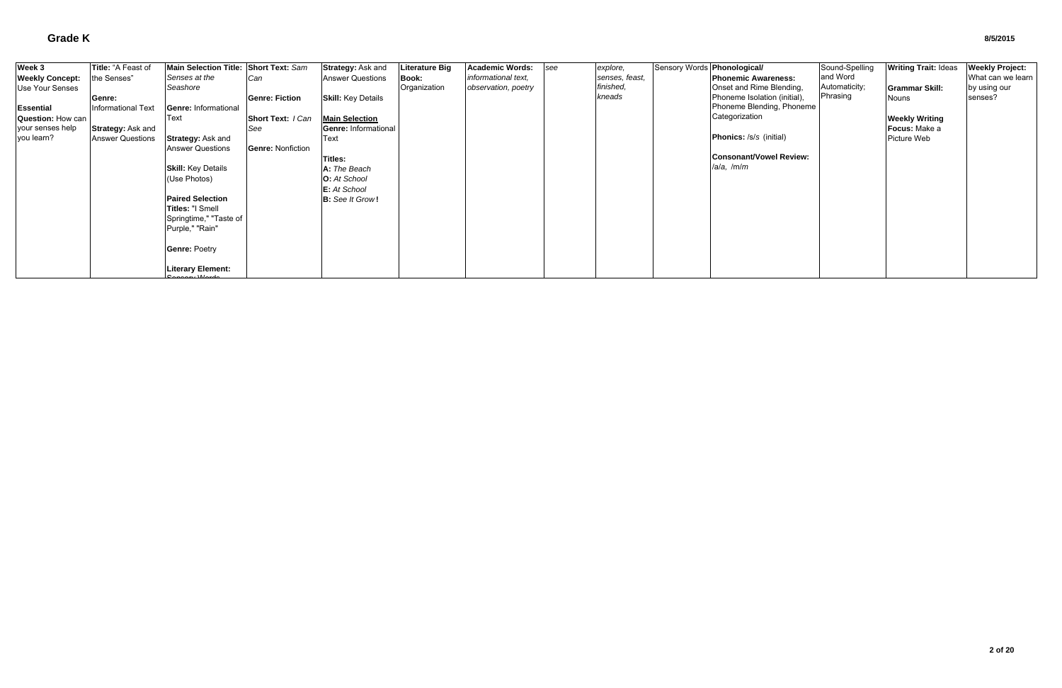# Grade K

8/5/2015

| Week 3 | Title: "A Feast of the Senses" | Main Selection Title: *Senses at the Seashore* | Short Text: *Sam Can* | Strategy: Ask and Answer Questions | Literature Big Book: Organization | Academic Words: *informational text, observation, poetry* | *see* | *explore, senses, feast, finished, kneads* | Sensory Words | Phonological/ | Sound-Spelling and Word Automaticity; Phrasing | Writing Trait: Ideas | Weekly Project: What can we learn by using our senses? |
|---|---|---|---|---|---|---|---|---|---|---|---|---|---|
| **Weekly Concept:** Use Your Senses<br><br>**Essential Question:** How can your senses help you learn? | **Genre:** Informational Text<br><br>**Strategy:** Ask and Answer Questions | **Genre:** Informational Text<br><br>**Strategy:** Ask and Answer Questions<br><br>**Skill:** Key Details (Use Photos)<br><br>**Paired Selection Titles:** "I Smell Springtime," "Taste of Purple," "Rain"<br><br>**Genre:** Poetry<br><br>**Literary Element:** Sensory Words | **Genre: Fiction**<br><br>**Short Text:** *I Can See*<br><br>**Genre:** Nonfiction | **Skill:** Key Details<br><br>**Main Selection**<br>**Genre:** Informational Text<br><br>**Titles:**<br>**A:** *The Beach*<br>**O:** *At School*<br>**E:** *At School*<br>**B:** *See It Grow!* | | | | | | **Phonemic Awareness:** Onset and Rime Blending, Phoneme Isolation (initial), Phoneme Blending, Phoneme Categorization<br><br>**Phonics:** /s/*s* (initial)<br><br>**Consonant/Vowel Review:** /a/*a*, /m/*m* | | **Grammar Skill:** Nouns<br><br>**Weekly Writing Focus:** Make a Picture Web | |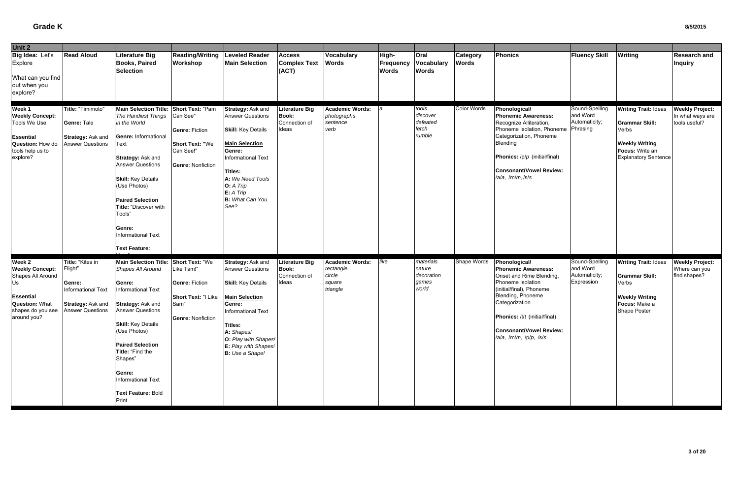# Grade K

| Unit 2 | | | | | | | | | | | | | |
|---|---|---|---|---|---|---|---|---|---|---|---|---|---|
| **Big Idea:** Let's Explore<br><br>What can you find out when you explore? | **Read Aloud** | **Literature Big Books, Paired Selection** | **Reading/Writing Workshop** | **Leveled Reader Main Selection** | **Access Complex Text (ACT)** | **Vocabulary Words** | **High-Frequency Words** | **Oral Vocabulary Words** | **Category Words** | **Phonics** | **Fluency Skill** | **Writing** | **Research and Inquiry** |
| **Week 1**<br>**Weekly Concept:** Tools We Use<br><br>**Essential Question:** How do tools help us to explore? | **Title:** "Timimoto"<br><br>**Genre:** Tale<br><br>**Strategy:** Ask and Answer Questions | **Main Selection Title:** *The Handiest Things in the World*<br><br>**Genre:** Informational Text<br><br>**Strategy:** Ask and Answer Questions<br><br>**Skill:** Key Details (Use Photos)<br><br>**Paired Selection Title:** "Discover with Tools"<br><br>**Genre:** Informational Text<br><br>**Text Feature:** | **Short Text:** "Pam Can See"<br><br>**Genre:** Fiction<br><br>**Short Text:** "We Can See!"<br><br>**Genre:** Nonfiction | **Strategy:** Ask and Answer Questions<br><br>**Skill:** Key Details<br><br>**Main Selection Genre:** Informational Text<br><br>**Titles:**<br>**A:** *We Need Tools*<br>**O:** *A Trip*<br>**E:** *A Trip*<br>**B:** *What Can You See?* | **Literature Big Book:** Connection of Ideas | **Academic Words:** *photographs sentence verb* | *a* | *tools discover defeated fetch rumble* | Color Words | **Phonological/ Phonemic Awareness:** Recognize Alliteration, Phoneme Isolation, Phoneme Categorization, Phoneme Blending<br><br>**Phonics:** /p/*p* (initial/final)<br><br>**Consonant/Vowel Review:** /a/*a*, /m/*m*, /s/*s* | Sound-Spelling and Word Automaticity; Phrasing | **Writing Trait:** Ideas<br><br>**Grammar Skill:** Verbs<br><br>**Weekly Writing Focus:** Write an Explanatory Sentence | **Weekly Project:** In what ways are tools useful? |
| **Week 2**<br>**Weekly Concept:** Shapes All Around Us<br><br>**Essential Question:** What shapes do you see around you? | **Title:** "Kites in Flight"<br><br>**Genre:** Informational Text<br><br>**Strategy:** Ask and Answer Questions | **Main Selection Title:** *Shapes All Around*<br><br>**Genre:** Informational Text<br><br>**Strategy:** Ask and Answer Questions<br><br>**Skill:** Key Details (Use Photos)<br><br>**Paired Selection Title:** "Find the Shapes"<br><br>**Genre:** Informational Text<br><br>**Text Feature:** Bold Print | **Short Text:** "We Like Tam!"<br><br>**Genre:** Fiction<br><br>**Short Text:** "I Like Sam"<br><br>**Genre:** Nonfiction | **Strategy:** Ask and Answer Questions<br><br>**Skill:** Key Details<br><br>**Main Selection Genre:** Informational Text<br><br>**Titles:**<br>**A:** *Shapes!*<br>**O:** *Play with Shapes!*<br>**E:** *Play with Shapes!*<br>**B:** *Use a Shape!* | **Literature Big Book:** Connection of Ideas | **Academic Words:** *rectangle circle square triangle* | *like* | *materials nature decoration games world* | Shape Words | **Phonological/ Phonemic Awareness:** Onset and Rime Blending, Phoneme Isolation (initial/final), Phoneme Blending, Phoneme Categorization<br><br>**Phonics:** /t/*t* (initial/final)<br><br>**Consonant/Vowel Review:** /a/*a*, /m/*m*, /p/*p*, /s/*s* | Sound-Spelling and Word Automaticity; Expression | **Writing Trait:** Ideas<br><br>**Grammar Skill:** Verbs<br><br>**Weekly Writing Focus:** Make a Shape Poster | **Weekly Project:** Where can you find shapes? |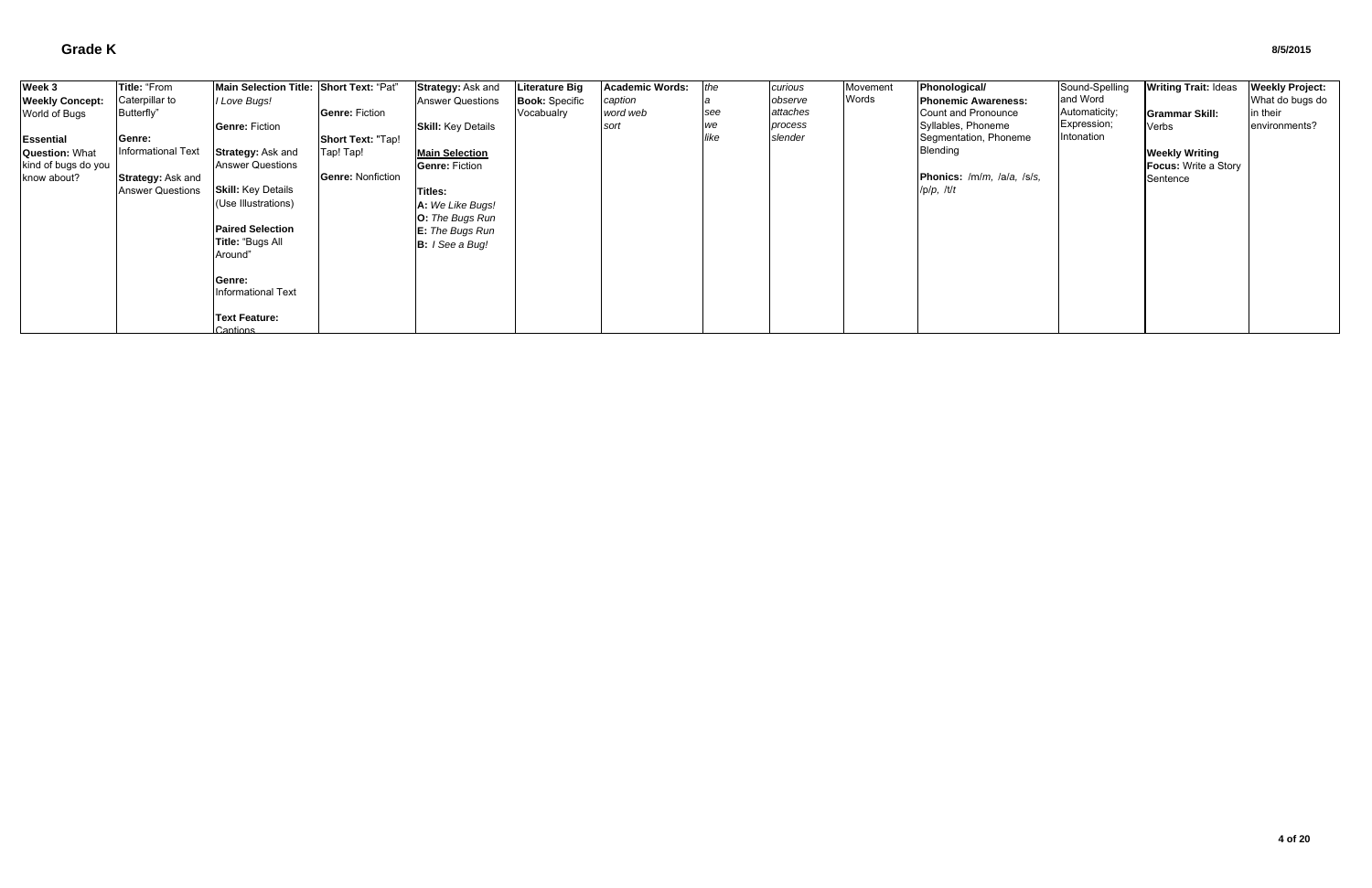# Grade K

8/5/2015

| | | | | | | | | | | | | | |
|---|---|---|---|---|---|---|---|---|---|---|---|---|---|
| **Week 3**<br>**Weekly Concept:** World of Bugs<br><br>**Essential Question:** What kind of bugs do you know about? | **Title:** "From Caterpillar to Butterfly"<br><br>**Genre:** Informational Text<br><br>**Strategy:** Ask and Answer Questions | **Main Selection Title:** *I Love Bugs!*<br><br>**Genre:** Fiction<br><br>**Strategy:** Ask and Answer Questions<br><br>**Skill:** Key Details (Use Illustrations)<br><br>**Paired Selection Title:** "Bugs All Around"<br><br>**Genre:** Informational Text<br><br>**Text Feature:** Captions | **Short Text:** "Pat"<br><br>**Genre:** Fiction<br><br>**Short Text:** "Tap! Tap! Tap!<br><br>**Genre:** Nonfiction | **Strategy:** Ask and Answer Questions<br><br>**Skill:** Key Details<br><br>**Main Selection**<br>**Genre:** Fiction<br><br>**Titles:**<br>**A:** *We Like Bugs!*<br>**O:** *The Bugs Run*<br>**E:** *The Bugs Run*<br>**B:** *I See a Bug!* | **Literature Big Book:** Specific Vocabualry | **Academic Words:** *caption* *word web* *sort* | *the* *a* *see* *we* *like* | *curious* *observe* *attaches* *process* *slender* | Movement Words | **Phonological/ Phonemic Awareness:** Count and Pronounce Syllables, Phoneme Segmentation, Phoneme Blending<br><br>**Phonics:** /m/*m*, /a/*a*, /s/*s*, /p/*p*, /t/*t* | Sound-Spelling and Word Automaticity; Expression; Intonation | **Writing Trait:** Ideas<br><br>**Grammar Skill:** Verbs<br><br>**Weekly Writing Focus:** Write a Story Sentence | **Weekly Project:** What do bugs do in their environments? |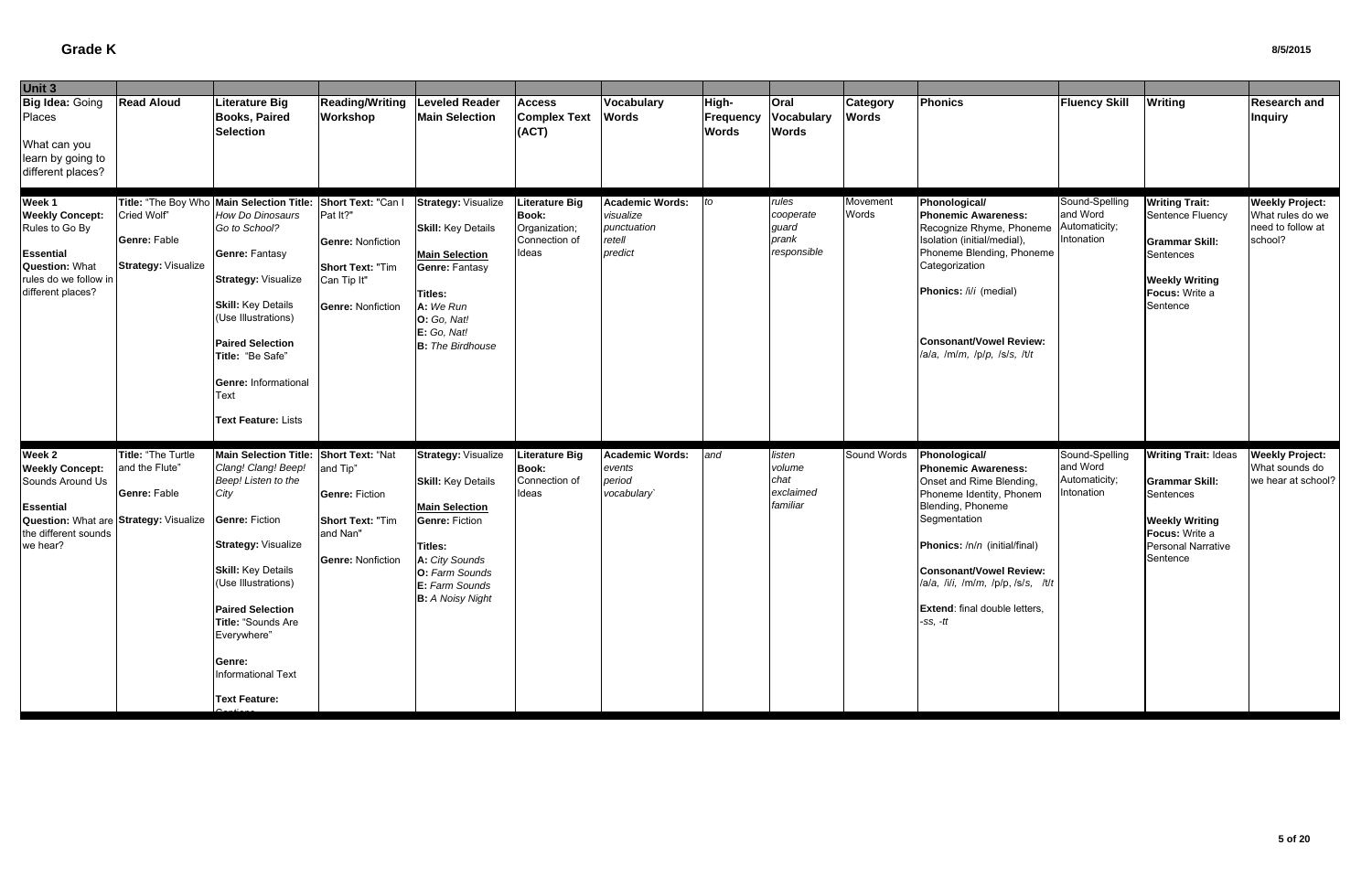# Grade K

| Unit 3 | | | | | | | | | | | | | |
|---|---|---|---|---|---|---|---|---|---|---|---|---|---|
| **Big Idea:** Going Places<br><br>What can you learn by going to different places? | **Read Aloud** | **Literature Big Books, Paired Selection** | **Reading/Writing Workshop** | **Leveled Reader Main Selection** | **Access Complex Text (ACT)** | **Vocabulary Words** | **High-Frequency Words** | **Oral Vocabulary Words** | **Category Words** | **Phonics** | **Fluency Skill** | **Writing** | **Research and Inquiry** |
| **Week 1**<br>**Weekly Concept:** Rules to Go By<br><br>**Essential Question:** What rules do we follow in different places? | **Title:** "The Boy Who Cried Wolf"<br><br>**Genre:** Fable<br><br>**Strategy:** Visualize | **Main Selection Title:** *How Do Dinosaurs Go to School?*<br><br>**Genre:** Fantasy<br><br>**Strategy:** Visualize<br><br>**Skill:** Key Details (Use Illustrations)<br><br>**Paired Selection Title:** "Be Safe"<br><br>**Genre:** Informational Text<br><br>**Text Feature:** Lists | **Short Text:** "Can I Pat It?"<br><br>**Genre:** Nonfiction<br><br>**Short Text:** "Tim Can Tip It"<br><br>**Genre:** Nonfiction | **Strategy:** Visualize<br><br>**Skill:** Key Details<br><br>**Main Selection**<br>**Genre:** Fantasy<br><br>**Titles:**<br>**A:** *We Run*<br>**O:** *Go, Nat!*<br>**E:** *Go, Nat!*<br>**B:** *The Birdhouse* | **Literature Big Book:** Organization; Connection of Ideas | **Academic Words:** *visualize punctuation retell predict* | *to* | *rules cooperate guard prank responsible* | Movement Words | **Phonological/ Phonemic Awareness:** Recognize Rhyme, Phoneme Isolation (initial/medial), Phoneme Blending, Phoneme Categorization<br><br>**Phonics:** /i/*i* (medial)<br><br>**Consonant/Vowel Review:** /a/*a*, /m/*m*, /p/*p*, /s/*s*, /t/*t* | Sound-Spelling and Word Automaticity; Intonation | **Writing Trait:** Sentence Fluency<br><br>**Grammar Skill:** Sentences<br><br>**Weekly Writing Focus:** Write a Sentence | **Weekly Project:** What rules do we need to follow at school? |
| **Week 2**<br>**Weekly Concept:** Sounds Around Us<br><br>**Essential Question:** What are the different sounds we hear? | **Title:** "The Turtle and the Flute"<br><br>**Genre:** Fable<br><br>**Strategy:** Visualize | **Main Selection Title:** *Clang! Clang! Beep! Beep! Listen to the City*<br><br>**Genre:** Fiction<br><br>**Strategy:** Visualize<br><br>**Skill:** Key Details (Use Illustrations)<br><br>**Paired Selection Title:** "Sounds Are Everywhere"<br><br>**Genre:** Informational Text<br><br>**Text Feature:** Captions | **Short Text:** "Nat and Tip"<br><br>**Genre:** Fiction<br><br>**Short Text:** "Tim and Nan"<br><br>**Genre:** Nonfiction | **Strategy:** Visualize<br><br>**Skill:** Key Details<br><br>**Main Selection**<br>**Genre:** Fiction<br><br>**Titles:**<br>**A:** *City Sounds*<br>**O:** *Farm Sounds*<br>**E:** *Farm Sounds*<br>**B:** *A Noisy Night* | **Literature Big Book:** Connection of Ideas | **Academic Words:** *events period vocabulary`* | *and* | *listen volume chat exclaimed familiar* | Sound Words | **Phonological/ Phonemic Awareness:** Onset and Rime Blending, Phoneme Identity, Phonem Blending, Phoneme Segmentation<br><br>**Phonics:** /n/*n* (initial/final)<br><br>**Consonant/Vowel Review:** /a/*a*, /i/*i*, /m/*m*, /p/*p*, /s/*s*, /t/*t*<br><br>**Extend**: final double letters, *-ss, -tt* | Sound-Spelling and Word Automaticity; Intonation | **Writing Trait:** Ideas<br><br>**Grammar Skill:** Sentences<br><br>**Weekly Writing Focus:** Write a Personal Narrative Sentence | **Weekly Project:** What sounds do we hear at school? |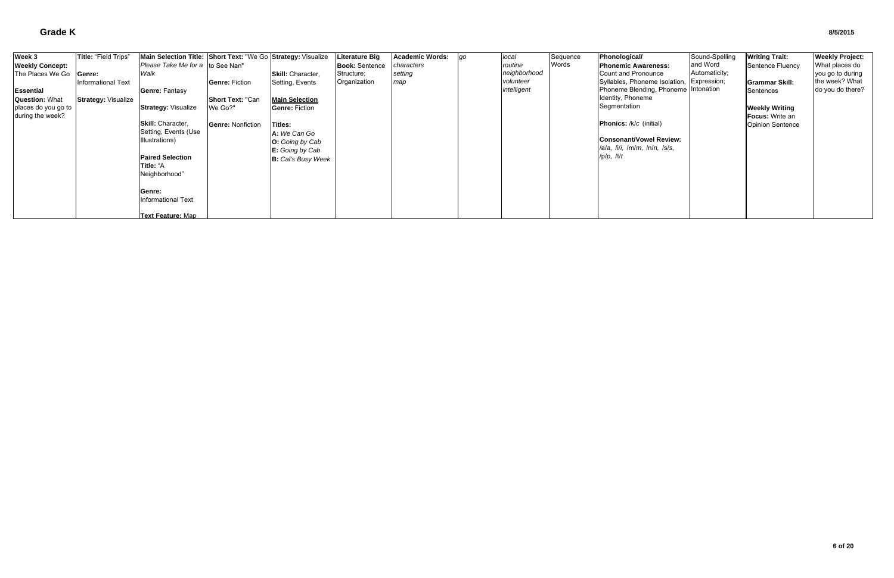# Grade K

8/5/2015

| Week 3 | Title: "Field Trips" | Main Selection Title: | Short Text: "We Go | Strategy: Visualize | Literature Big | Academic Words: | go | local | Sequence | Phonological/ | Sound-Spelling | Writing Trait: | Weekly Project: |
|---|---|---|---|---|---|---|---|---|---|---|---|---|---|
| **Weekly Concept:** The Places We Go<br><br>**Essential Question:** What places do you go to during the week? | **Genre:** Informational Text<br><br>**Strategy:** Visualize | *Please Take Me for a Walk*<br><br>**Genre:** Fantasy<br><br>**Strategy:** Visualize<br><br>**Skill:** Character, Setting, Events (Use Illustrations)<br><br>**Paired Selection Title:** "A Neighborhood"<br><br>**Genre:** Informational Text<br><br>**Text Feature:** Map | to See Nan"<br><br>**Genre:** Fiction<br><br>**Short Text:** "Can We Go?"<br><br>**Genre:** Nonfiction | **Skill:** Character, Setting, Events<br><br>**Main Selection**<br>**Genre:** Fiction<br><br>**Titles:**<br>**A:** *We Can Go*<br>**O:** *Going by Cab*<br>**E:** *Going by Cab*<br>**B:** *Cal's Busy Week* | **Book:** Sentence Structure; Organization | *characters*<br>*setting*<br>*map* | | *routine*<br>*neighborhood*<br>*volunteer*<br>*intelligent* | Words | **Phonemic Awareness:** Count and Pronounce Syllables, Phoneme Isolation, Phoneme Blending, Phoneme Identity, Phoneme Segmentation<br><br>**Phonics:** /k/c (initial)<br><br>**Consonant/Vowel Review:** /a/a, /i/i, /m/m, /n/n, /s/s, /p/p, /t/t | and Word Automaticity; Expression; Intonation | Sentence Fluency<br><br>**Grammar Skill:** Sentences<br><br>**Weekly Writing Focus:** Write an Opinion Sentence | What places do you go to during the week? What do you do there? |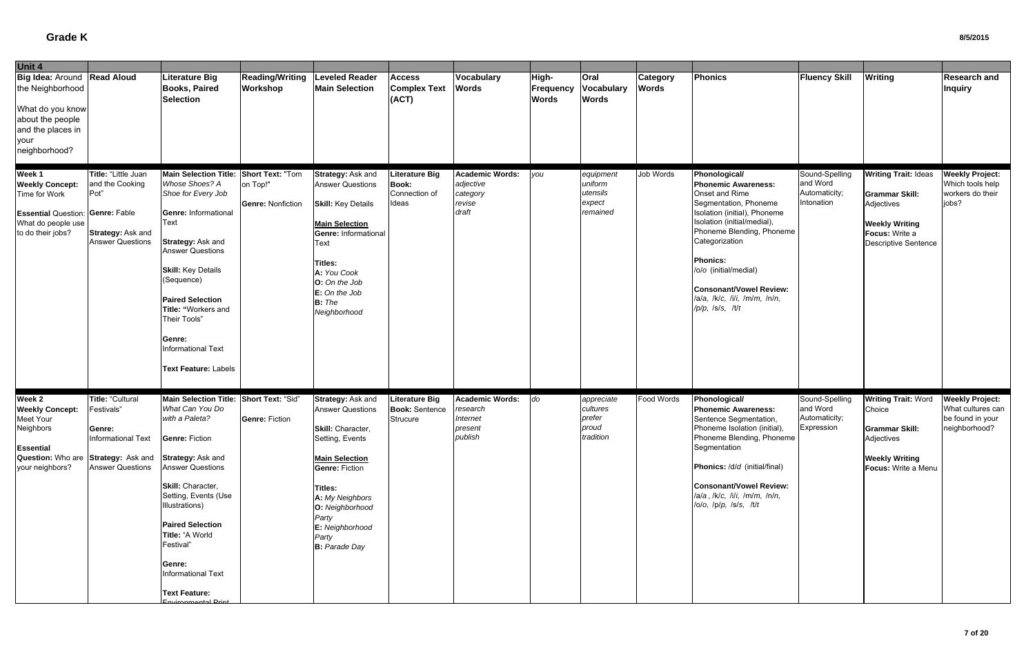# Grade K

8/5/2015

| Unit 4 | | | | | | | | | | | | | |
|---|---|---|---|---|---|---|---|---|---|---|---|---|---|
| **Big Idea:** Around the Neighborhood<br><br>What do you know about the people and the places in your neighborhood? | **Read Aloud** | **Literature Big Books, Paired Selection** | **Reading/Writing Workshop** | **Leveled Reader Main Selection** | **Access Complex Text (ACT)** | **Vocabulary Words** | **High-Frequency Words** | **Oral Vocabulary Words** | **Category Words** | **Phonics** | **Fluency Skill** | **Writing** | **Research and Inquiry** |
| **Week 1**<br>**Weekly Concept:** Time for Work<br><br>**Essential Question:** What do people use to do their jobs? | **Title:** "Little Juan and the Cooking Pot"<br><br>**Genre:** Fable<br><br>**Strategy:** Ask and Answer Questions | **Main Selection Title:** *Whose Shoes? A Shoe for Every Job*<br><br>**Genre:** Informational Text<br><br>**Strategy:** Ask and Answer Questions<br><br>**Skill:** Key Details (Sequence)<br><br>**Paired Selection Title:** "Workers and Their Tools"<br><br>**Genre:** Informational Text<br><br>**Text Feature:** Labels | **Short Text:** "Tom on Top!"<br><br>**Genre:** Nonfiction | **Strategy:** Ask and Answer Questions<br><br>**Skill:** Key Details<br><br>**Main Selection**<br>**Genre:** Informational Text<br><br>**Titles:**<br>**A:** *You Cook*<br>**O:** *On the Job*<br>**E:** *On the Job*<br>**B:** *The Neighborhood* | **Literature Big Book:** Connection of Ideas | **Academic Words:**<br>*adjective*<br>*category*<br>*revise*<br>*draft* | *you* | *equipment*<br>*uniform*<br>*utensils*<br>*expect*<br>*remained* | Job Words | **Phonological/ Phonemic Awareness:** Onset and Rime Segmentation, Phoneme Isolation (initial), Phoneme Isolation (initial/medial), Phoneme Blending, Phoneme Categorization<br><br>**Phonics:**<br>/o/o (initial/medial)<br><br>**Consonant/Vowel Review:** /a/a, /k/c, /i/i, /m/m, /n/n, /p/p, /s/s, /t/t | Sound-Spelling and Word Automaticity; Intonation | **Writing Trait:** Ideas<br><br>**Grammar Skill:** Adjectives<br><br>**Weekly Writing Focus:** Write a Descriptive Sentence | **Weekly Project:** Which tools help workers do their jobs? |
| **Week 2**<br>**Weekly Concept:** Meet Your Neighbors<br><br>**Essential Question:** Who are your neighbors? | **Title:** "Cultural Festivals"<br><br>**Genre:** Informational Text<br><br>**Strategy:** Ask and Answer Questions | **Main Selection Title:** *What Can You Do with a Paleta?*<br><br>**Genre:** Fiction<br><br>**Strategy:** Ask and Answer Questions<br><br>**Skill:** Character, Setting, Events (Use Illustrations)<br><br>**Paired Selection Title:** "A World Festival"<br><br>**Genre:** Informational Text<br><br>**Text Feature:** Environmental Print | **Short Text:** "Sid"<br><br>**Genre:** Fiction | **Strategy:** Ask and Answer Questions<br><br>**Skill:** Character, Setting, Events<br><br>**Main Selection**<br>**Genre:** Fiction<br><br>**Titles:**<br>**A:** *My Neighbors*<br>**O:** *Neighborhood Party*<br>**E:** *Neighborhood Party*<br>**B:** *Parade Day* | **Literature Big Book:** Sentence Strucure | **Academic Words:**<br>*research*<br>*Internet*<br>*present*<br>*publish* | *do* | *appreciate*<br>*cultures*<br>*prefer*<br>*proud*<br>*tradition* | Food Words | **Phonological/ Phonemic Awareness:** Sentence Segmentation, Phoneme Isolation (initial), Phoneme Blending, Phoneme Segmentation<br><br>**Phonics:** /d/d (initial/final)<br><br>**Consonant/Vowel Review:** /a/a , /k/c, /i/i, /m/m, /n/n, /o/o, /p/p, /s/s, /t/t | Sound-Spelling and Word Automaticity; Expression | **Writing Trait:** Word Choice<br><br>**Grammar Skill:** Adjectives<br><br>**Weekly Writing Focus:** Write a Menu | **Weekly Project:** What cultures can be found in your neighborhood? |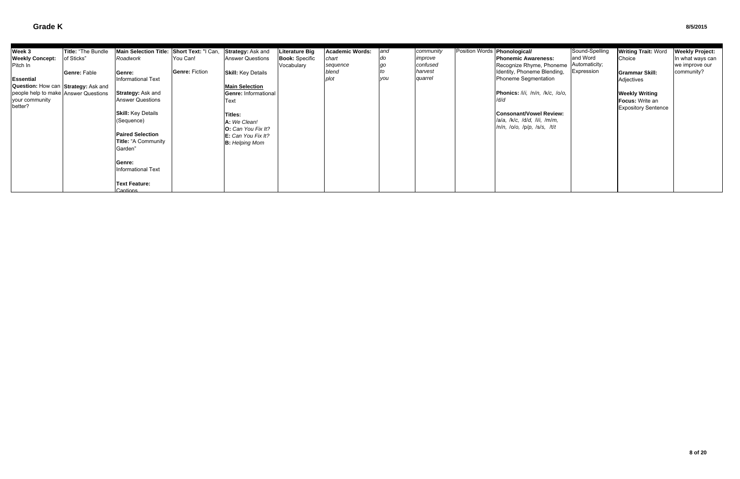# Grade K

8/5/2015

| | | | | | | | | | | | | | |
|---|---|---|---|---|---|---|---|---|---|---|---|---|---|
| **Week 3**<br>**Weekly Concept:** Pitch In<br><br>**Essential Question:** How can people help to make your community better? | **Title:** "The Bundle of Sticks"<br><br>**Genre:** Fable<br><br>**Strategy:** Ask and Answer Questions | **Main Selection Title:** *Roadwork*<br><br>**Genre:** Informational Text<br><br>**Strategy:** Ask and Answer Questions<br><br>**Skill:** Key Details (Sequence)<br><br>**Paired Selection Title:** "A Community Garden"<br><br>**Genre:** Informational Text<br><br>**Text Feature:** Captions | **Short Text:** "I Can, You Can!<br><br>**Genre:** Fiction | **Strategy:** Ask and Answer Questions<br><br>**Skill:** Key Details<br><br>**Main Selection**<br>**Genre:** Informational Text<br><br>**Titles:**<br>**A:** *We Clean!*<br>**O:** *Can You Fix It?*<br>**E:** *Can You Fix It?*<br>**B:** *Helping Mom* | **Literature Big Book:** Specific Vocabulary | **Academic Words:** *chart sequence blend plot* | *and do go to you* | *community improve confused harvest quarrel* | Position Words | **Phonological/ Phonemic Awareness:** Recognize Rhyme, Phoneme Identity, Phoneme Blending, Phoneme Segmentation<br><br>**Phonics:** /i/*i*, /n/*n*, /k/*c*, /o/*o*, /d/*d*<br><br>**Consonant/Vowel Review:** /a/*a*, /k/*c*, /d/*d*, /i/*i*, /m/*m*, /n/*n*, /o/*o*, /p/*p*, /s/*s*, /t/*t* | Sound-Spelling and Word Automaticity; Expression | **Writing Trait:** Word Choice<br><br>**Grammar Skill:** Adjectives<br><br>**Weekly Writing Focus:** Write an Expository Sentence | **Weekly Project:** In what ways can we improve our community? |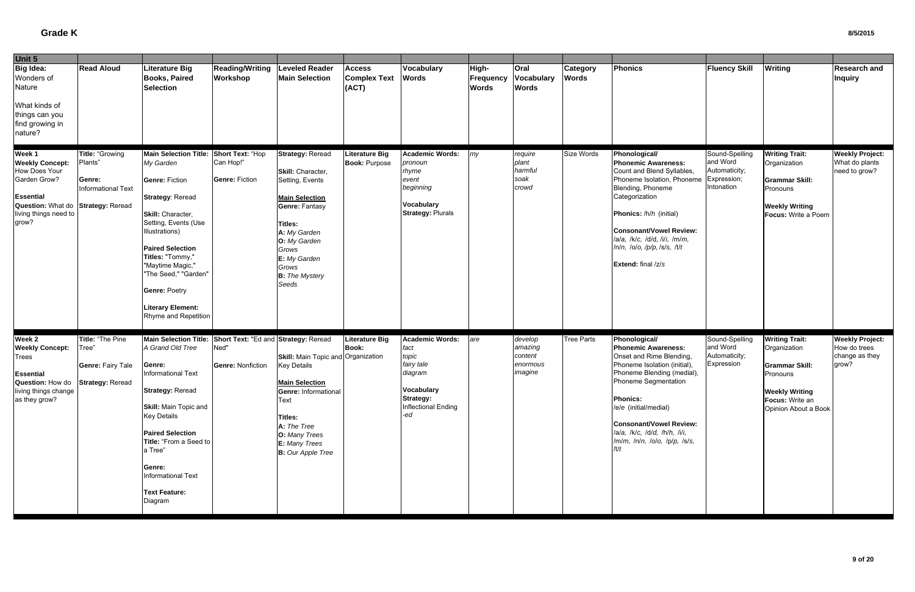# Grade K

8/5/2015

| Unit 5 | | | | | | | | | | | | | |
|---|---|---|---|---|---|---|---|---|---|---|---|---|---|
| **Big Idea:** Wonders of Nature<br><br>What kinds of things can you find growing in nature? | **Read Aloud** | **Literature Big Books, Paired Selection** | **Reading/Writing Workshop** | **Leveled Reader Main Selection** | **Access Complex Text (ACT)** | **Vocabulary Words** | **High-Frequency Words** | **Oral Vocabulary Words** | **Category Words** | **Phonics** | **Fluency Skill** | **Writing** | **Research and Inquiry** |
| **Week 1**<br>**Weekly Concept:** How Does Your Garden Grow?<br><br>**Essential Question:** What do living things need to grow? | **Title:** "Growing Plants"<br><br>**Genre:** Informational Text<br><br>**Strategy:** Reread | **Main Selection Title:** *My Garden*<br><br>**Genre:** Fiction<br><br>**Strategy**: Reread<br><br>**Skill:** Character, Setting, Events (Use Illustrations)<br><br>**Paired Selection Titles:** "Tommy," "Maytime Magic," "The Seed," "Garden"<br><br>**Genre:** Poetry<br><br>**Literary Element:** Rhyme and Repetition | **Short Text:** "Hop Can Hop!"<br><br>**Genre:** Fiction | **Strategy:** Reread<br><br>**Skill:** Character, Setting, Events<br><br>**Main Selection**<br>**Genre:** Fantasy<br><br>**Titles:**<br>**A:** *My Garden*<br>**O:** *My Garden Grows*<br>**E:** *My Garden Grows*<br>**B:** *The Mystery Seeds* | **Literature Big Book:** Purpose | **Academic Words:** *pronoun*<br>*rhyme*<br>*event*<br>*beginning*<br><br>**Vocabulary Strategy:** Plurals | *my* | *require*<br>*plant*<br>*harmful*<br>*soak*<br>*crowd* | Size Words | **Phonological/ Phonemic Awareness:** Count and Blend Syllables, Phoneme Isolation, Phoneme Blending, Phoneme Categorization<br><br>**Phonics:** /h/*h* (initial)<br><br>**Consonant/Vowel Review:** /a/*a*, /k/*c*, /d/*d*, /i/*i*, /m/*m*, /n/*n*, /o/*o*, /p/*p*, /s/*s*, /t/*t*<br><br>**Extend:** final /z/*s* | Sound-Spelling and Word Automaticity; Expression; Intonation | **Writing Trait:** Organization<br><br>**Grammar Skill:** Pronouns<br><br>**Weekly Writing Focus:** Write a Poem | **Weekly Project:** What do plants need to grow? |
| **Week 2**<br>**Weekly Concept:** Trees<br><br>**Essential Question:** How do living things change as they grow? | **Title:** "The Pine Tree"<br><br>**Genre:** Fairy Tale<br><br>**Strategy:** Reread | **Main Selection Title:** *A Grand Old Tree*<br><br>**Genre:** Informational Text<br><br>**Strategy:** Reread<br><br>**Skill:** Main Topic and Key Details<br><br>**Paired Selection Title:** "From a Seed to a Tree"<br><br>**Genre:** Informational Text<br><br>**Text Feature:** Diagram | **Short Text:** "Ed and Ned"<br><br>**Genre:** Nonfiction | **Strategy:** Reread<br><br>**Skill:** Main Topic and Key Details<br><br>**Main Selection**<br>**Genre:** Informational Text<br><br>**Titles:**<br>**A:** *The Tree*<br>**O:** *Many Trees*<br>**E:** *Many Trees*<br>**B:** *Our Apple Tree* | **Literature Big Book:** Organization | **Academic Words:** *fact*<br>*topic*<br>*fairy tale*<br>*diagram*<br><br>**Vocabulary Strategy:** Inflectional Ending *-ed* | *are* | *develop*<br>*amazing*<br>*content*<br>*enormous*<br>*imagine* | Tree Parts | **Phonological/ Phonemic Awareness:** Onset and Rime Blending, Phoneme Isolation (initial), Phoneme Blending (medial), Phoneme Segmentation<br><br>**Phonics:** /e/*e* (initial/medial)<br><br>**Consonant/Vowel Review:** /a/*a*, /k/*c*, /d/*d*, /h/*h*, /i/*i*, /m/*m*, /n/*n*, /o/*o*, /p/*p*, /s/*s*, /t/*t* | Sound-Spelling and Word Automaticity; Expression | **Writing Trait:** Organization<br><br>**Grammar Skill:** Pronouns<br><br>**Weekly Writing Focus:** Write an Opinion About a Book | **Weekly Project:** How do trees change as they grow? |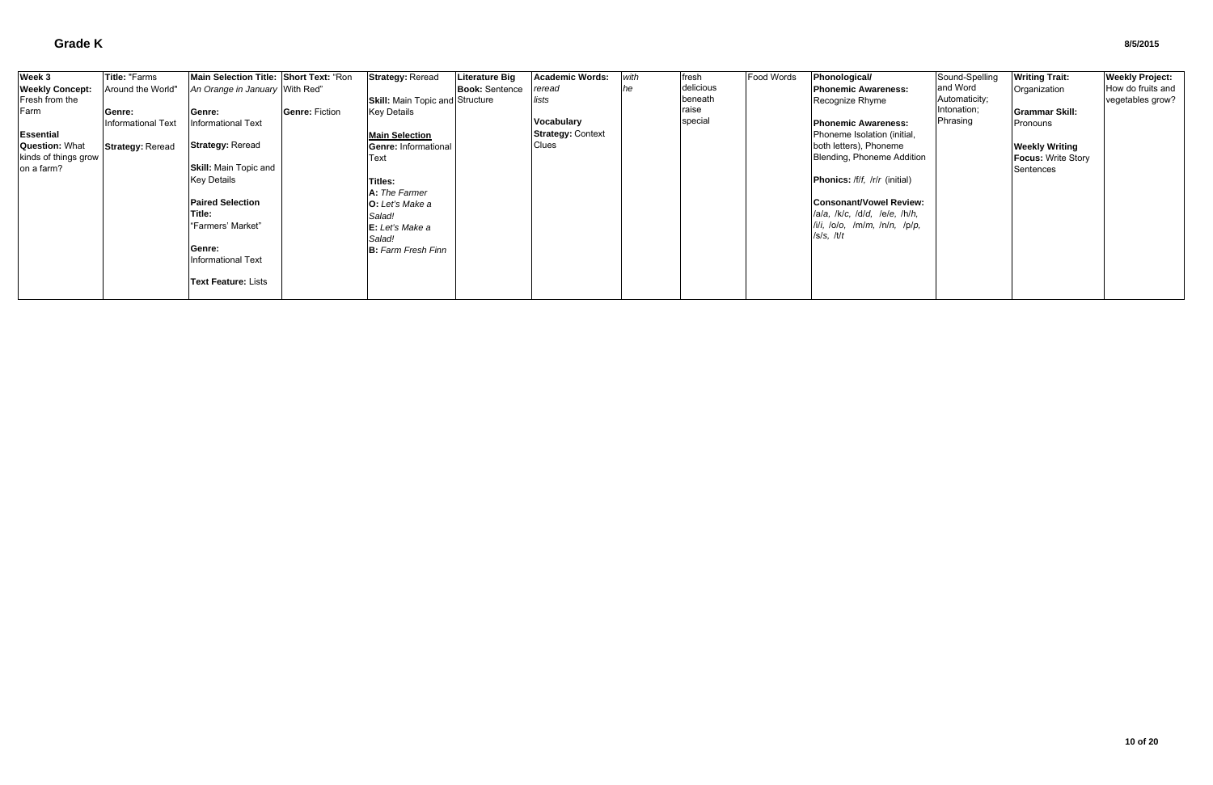# Grade K

8/5/2015

| Week 3<br>**Weekly Concept:** Fresh from the Farm<br><br>**Essential Question:** What kinds of things grow on a farm? | **Title:** "Farms Around the World"<br><br>**Genre:** Informational Text<br><br>**Strategy:** Reread | **Main Selection Title:** *An Orange in January*<br><br>**Genre:** Informational Text<br><br>**Strategy:** Reread<br><br>**Skill:** Main Topic and Key Details<br><br>**Paired Selection Title:** "Farmers' Market"<br><br>**Genre:** Informational Text<br><br>**Text Feature:** Lists | **Short Text:** "Ron With Red"<br><br>**Genre:** Fiction | **Strategy:** Reread<br><br>**Skill:** Main Topic and Key Details<br><br>**Main Selection**<br>**Genre:** Informational Text<br><br>**Titles:**<br>**A:** *The Farmer*<br>**O:** *Let's Make a Salad!*<br>**E:** *Let's Make a Salad!*<br>**B:** *Farm Fresh Finn* | **Literature Big Book:** Sentence Structure | **Academic Words:** *reread* *lists*<br><br>**Vocabulary Strategy:** Context Clues | *with* *he* | fresh delicious beneath raise special | Food Words | **Phonological/ Phonemic Awareness:** Recognize Rhyme<br><br>**Phonemic Awareness:** Phoneme Isolation (initial, both letters), Phoneme Blending, Phoneme Addition<br><br>**Phonics:** /f/*f*, /r/*r* (initial)<br><br>**Consonant/Vowel Review:** /a/*a*, /k/*c*, /d/*d*, /e/*e*, /h/*h*, /i/*i*, /o/*o*, /m/*m*, /n/*n*, /p/*p*, /s/*s*, /t/*t* | Sound-Spelling and Word Automaticity; Intonation; Phrasing | **Writing Trait:** Organization<br><br>**Grammar Skill:** Pronouns<br><br>**Weekly Writing Focus:** Write Story Sentences | **Weekly Project:** How do fruits and vegetables grow? |
|---|---|---|---|---|---|---|---|---|---|---|---|---|---|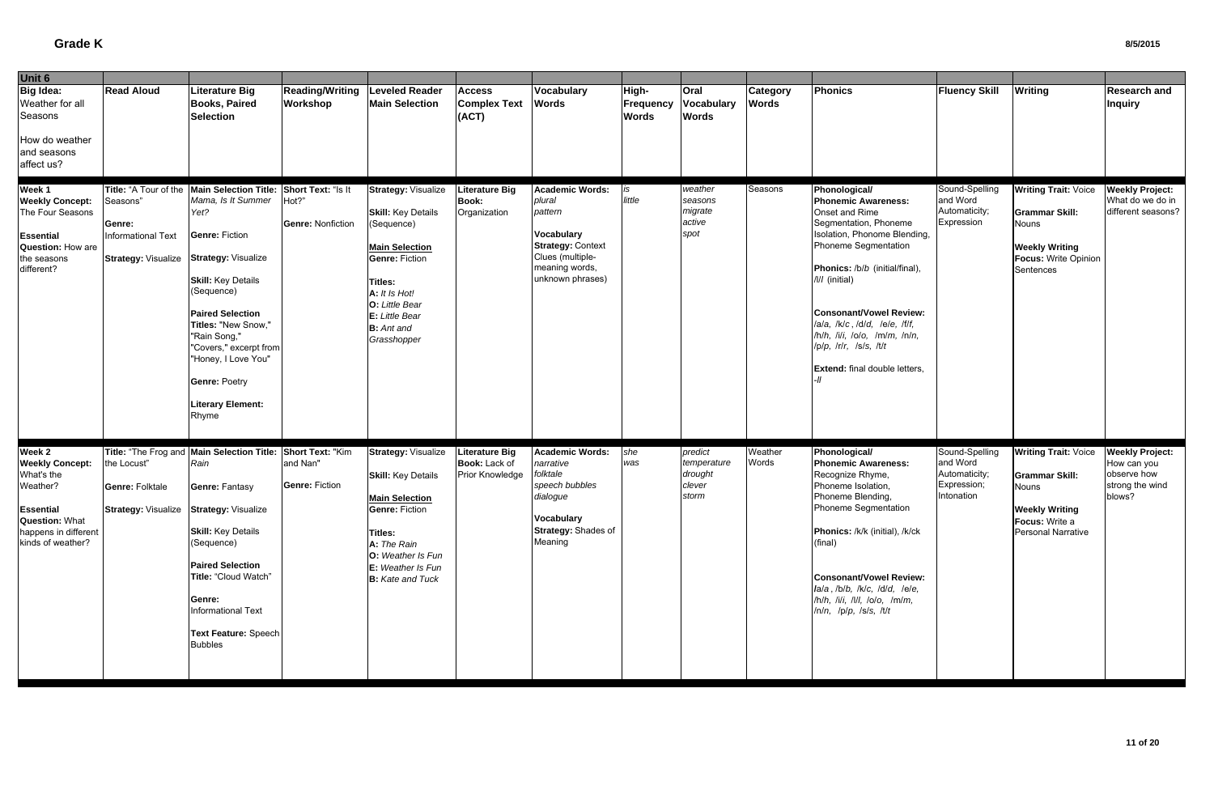# Grade K

| Unit 6 | | | | | | | | | | | | | |
|---|---|---|---|---|---|---|---|---|---|---|---|---|---|
| **Big Idea:** Weather for all Seasons<br><br>How do weather and seasons affect us? | **Read Aloud** | **Literature Big Books, Paired Selection** | **Reading/Writing Workshop** | **Leveled Reader Main Selection** | **Access Complex Text (ACT)** | **Vocabulary Words** | **High-Frequency Words** | **Oral Vocabulary Words** | **Category Words** | **Phonics** | **Fluency Skill** | **Writing** | **Research and Inquiry** |
| **Week 1**<br>**Weekly Concept:** The Four Seasons<br><br>**Essential Question:** How are the seasons different? | **Title:** "A Tour of the Seasons"<br><br>**Genre:** Informational Text<br><br>**Strategy:** Visualize | **Main Selection Title:** *Mama, Is It Summer Yet?*<br><br>**Genre:** Fiction<br><br>**Strategy:** Visualize<br><br>**Skill:** Key Details (Sequence)<br><br>**Paired Selection Titles:** "New Snow," "Rain Song," "Covers," excerpt from "Honey, I Love You"<br><br>**Genre:** Poetry<br><br>**Literary Element:** Rhyme | **Short Text:** "Is It Hot?"<br><br>**Genre:** Nonfiction | **Strategy:** Visualize<br><br>**Skill:** Key Details (Sequence)<br><br>**Main Selection**<br>**Genre:** Fiction<br><br>**Titles:**<br>**A:** *It Is Hot!*<br>**O:** *Little Bear*<br>**E:** *Little Bear*<br>**B:** *Ant and Grasshopper* | **Literature Big Book:** Organization | **Academic Words:** *plural pattern*<br><br>**Vocabulary Strategy:** Context Clues (multiple-meaning words, unknown phrases) | *is little* | *weather seasons migrate active spot* | Seasons | **Phonological/ Phonemic Awareness:** Onset and Rime Segmentation, Phoneme Isolation, Phoneme Blending, Phoneme Segmentation<br><br>**Phonics:** /b/*b* (initial/final), /l/*l* (initial)<br><br>**Consonant/Vowel Review:** /a/*a*, /k/*c*, /d/*d*, /e/*e*, /f/*f*, /h/*h*, /i/*i*, /o/*o*, /m/*m*, /n/*n*, /p/*p*, /r/*r*, /s/*s*, /t/*t*<br><br>**Extend:** final double letters, *-ll* | Sound-Spelling and Word Automaticity; Expression | **Writing Trait:** Voice<br><br>**Grammar Skill:** Nouns<br><br>**Weekly Writing Focus:** Write Opinion Sentences | **Weekly Project:** What do we do in different seasons? |
| **Week 2**<br>**Weekly Concept:** What's the Weather?<br><br>**Essential Question:** What happens in different kinds of weather? | **Title:** "The Frog and the Locust"<br><br>**Genre:** Folktale<br><br>**Strategy:** Visualize | **Main Selection Title:** *Rain*<br><br>**Genre:** Fantasy<br><br>**Strategy:** Visualize<br><br>**Skill:** Key Details (Sequence)<br><br>**Paired Selection Title:** "Cloud Watch"<br><br>**Genre:** Informational Text<br><br>**Text Feature:** Speech Bubbles | **Short Text:** "Kim and Nan"<br><br>**Genre:** Fiction | **Strategy:** Visualize<br><br>**Skill:** Key Details<br><br>**Main Selection**<br>**Genre:** Fiction<br><br>**Titles:**<br>**A:** *The Rain*<br>**O:** *Weather Is Fun*<br>**E:** *Weather Is Fun*<br>**B:** *Kate and Tuck* | **Literature Big Book:** Lack of Prior Knowledge | **Academic Words:** *narrative folktale speech bubbles dialogue*<br><br>**Vocabulary Strategy:** Shades of Meaning | *she was* | *predict temperature drought clever storm* | Weather Words | **Phonological/ Phonemic Awareness:** Recognize Rhyme, Phoneme Isolation, Phoneme Blending, Phoneme Segmentation<br><br>**Phonics:** /k/*k* (initial), /k/*ck* (final)<br><br>**Consonant/Vowel Review:** /a/*a*, /b/*b*, /k/*c*, /d/*d*, /e/*e*, /h/*h*, /i/*i*, /l/*l*, /o/*o*, /m/*m*, /n/*n*, /p/*p*, /s/*s*, /t/*t* | Sound-Spelling and Word Automaticity; Expression; Intonation | **Writing Trait:** Voice<br><br>**Grammar Skill:** Nouns<br><br>**Weekly Writing Focus:** Write a Personal Narrative | **Weekly Project:** How can you observe how strong the wind blows? |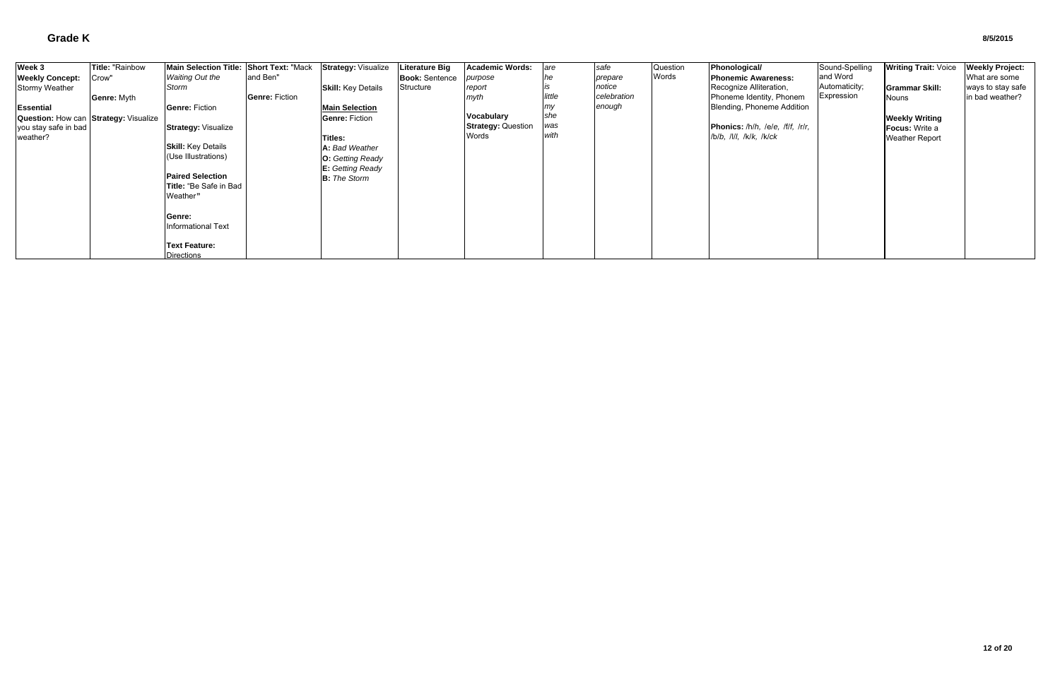# Grade K

8/5/2015

| Week 3 | Title: "Rainbow Crow" | Main Selection Title: *Waiting Out the Storm* | Short Text: "Mack and Ben" | Strategy: Visualize | Literature Big Book: Sentence Structure | Academic Words: *purpose* *report* *myth* | *are* *he* *is* *little* *my* *she* *was* *with* | *safe* *prepare* *notice* *celebration* *enough* | Question Words | Phonological/ Phonemic Awareness: Recognize Alliteration, Phoneme Identity, Phonem Blending, Phoneme Addition | Sound-Spelling and Word Automaticity; Expression | Writing Trait: Voice | Weekly Project: What are some ways to stay safe in bad weather? |
|---|---|---|---|---|---|---|---|---|---|---|---|---|---|
| **Weekly Concept:** Stormy Weather<br><br>**Essential Question:** How can you stay safe in bad weather? | **Genre:** Myth<br><br>**Strategy:** Visualize | **Genre:** Fiction<br><br>**Strategy:** Visualize<br><br>**Skill:** Key Details (Use Illustrations)<br><br>**Paired Selection Title:** "Be Safe in Bad Weather"<br><br>**Genre:** Informational Text<br><br>**Text Feature:** Directions | **Genre:** Fiction | **Skill:** Key Details<br><br>**Main Selection Genre:** Fiction<br><br>**Titles:**<br>**A:** *Bad Weather*<br>**O:** *Getting Ready*<br>**E:** *Getting Ready*<br>**B:** *The Storm* | | **Vocabulary Strategy:** Question Words | | | | **Phonics:** /h/h, /e/e, /f/f, /r/r, /b/b, /l/l, /k/k, /k/ck | | **Grammar Skill:** Nouns<br><br>**Weekly Writing Focus:** Write a Weather Report | |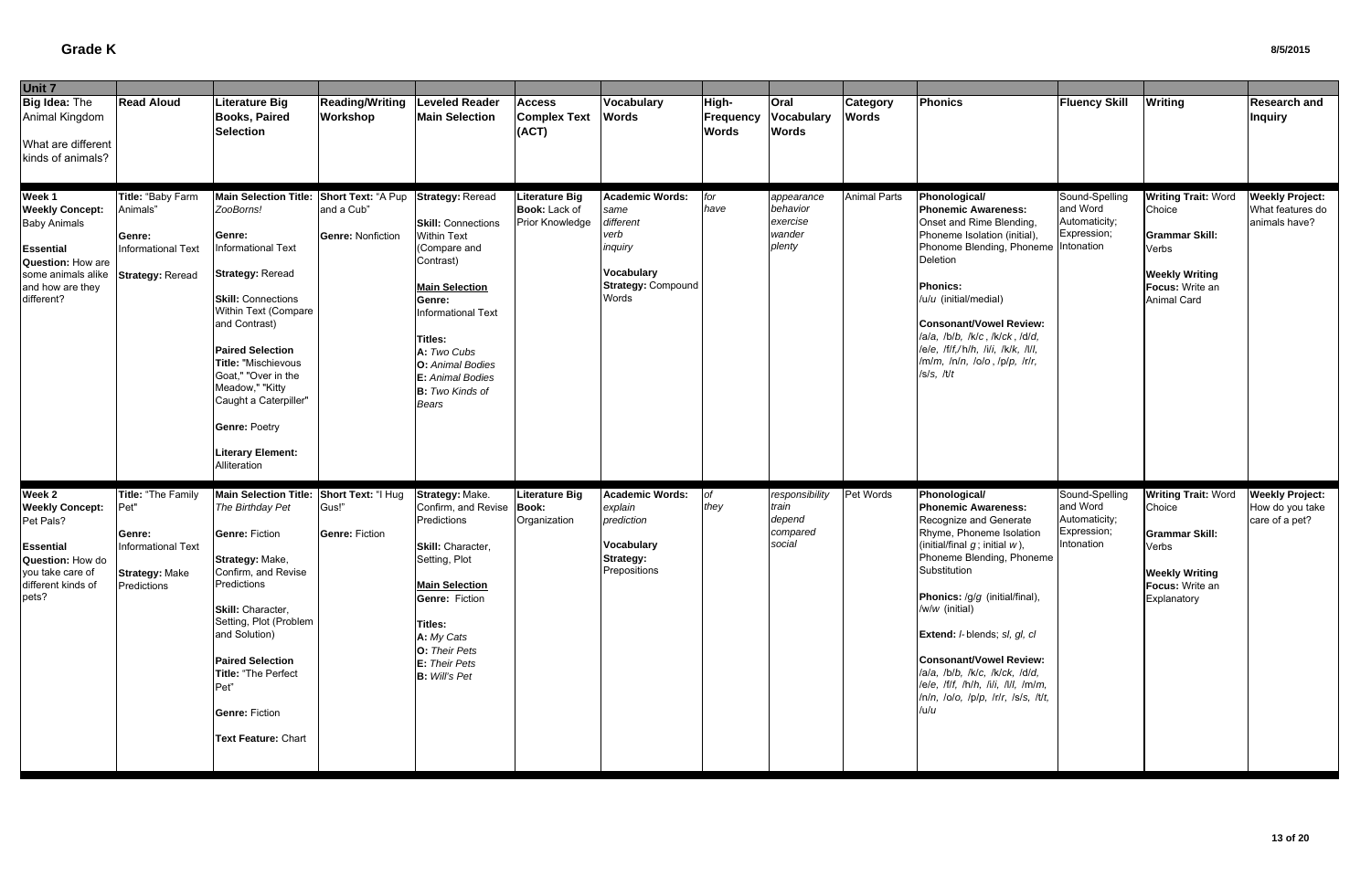# Grade K

8/5/2015

| Unit 7 | | | | | | | | | | | | | |
|---|---|---|---|---|---|---|---|---|---|---|---|---|---|
| **Big Idea:** The Animal Kingdom<br><br>What are different kinds of animals? | **Read Aloud** | **Literature Big Books, Paired Selection** | **Reading/Writing Workshop** | **Leveled Reader Main Selection** | **Access Complex Text (ACT)** | **Vocabulary Words** | **High-Frequency Words** | **Oral Vocabulary Words** | **Category Words** | **Phonics** | **Fluency Skill** | **Writing** | **Research and Inquiry** |
| **Week 1**<br>**Weekly Concept:** Baby Animals<br><br>**Essential Question:** How are some animals alike and how are they different? | **Title:** "Baby Farm Animals"<br><br>**Genre:** Informational Text<br><br>**Strategy:** Reread | **Main Selection Title:** *ZooBorns!*<br><br>**Genre:** Informational Text<br><br>**Strategy:** Reread<br><br>**Skill:** Connections Within Text (Compare and Contrast)<br><br>**Paired Selection Title:** "Mischievous Goat," "Over in the Meadow," "Kitty Caught a Caterpiller"<br><br>**Genre:** Poetry<br><br>**Literary Element:** Alliteration | **Short Text:** "A Pup and a Cub"<br><br>**Genre:** Nonfiction | **Strategy:** Reread<br><br>**Skill:** Connections Within Text (Compare and Contrast)<br><br>**Main Selection**<br>**Genre:** Informational Text<br><br>**Titles:**<br>**A:** *Two Cubs*<br>**O:** *Animal Bodies*<br>**E:** *Animal Bodies*<br>**B:** *Two Kinds of Bears* | **Literature Big Book:** Lack of Prior Knowledge | **Academic Words:** *same*<br>*different*<br>*verb*<br>*inquiry*<br><br>**Vocabulary Strategy:** Compound Words | *for*<br>*have* | *appearance*<br>*behavior*<br>*exercise*<br>*wander*<br>*plenty* | Animal Parts | **Phonological/ Phonemic Awareness:** Onset and Rime Blending, Phoneme Isolation (initial), Phoneme Blending, Phoneme Deletion<br><br>**Phonics:** /u/*u* (initial/medial)<br><br>**Consonant/Vowel Review:** /a/*a*, /b/*b*, /k/*c* , /k/*ck* , /d/*d*, /e/*e*, /f/*f*,/ h/*h*, /i/*i*, /k/*k*, /l/*l*, /m/*m*, /n/*n*, /o/*o* , /p/*p*, /r/*r*, /s/*s*, /t/*t* | Sound-Spelling and Word Automaticity; Expression; Intonation | **Writing Trait:** Word Choice<br><br>**Grammar Skill:** Verbs<br><br>**Weekly Writing Focus:** Write an Animal Card | **Weekly Project:** What features do animals have? |
| **Week 2**<br>**Weekly Concept:** Pet Pals?<br><br>**Essential Question:** How do you take care of different kinds of pets? | **Title:** "The Family Pet"<br><br>**Genre:** Informational Text<br><br>**Strategy:** Make Predictions | **Main Selection Title:** *The Birthday Pet*<br><br>**Genre:** Fiction<br><br>**Strategy:** Make, Confirm, and Revise Predictions<br><br>**Skill:** Character, Setting, Plot (Problem and Solution)<br><br>**Paired Selection Title:** "The Perfect Pet"<br><br>**Genre:** Fiction<br><br>**Text Feature:** Chart | **Short Text:** "I Hug Gus!"<br><br>**Genre:** Fiction | **Strategy:** Make. Confirm, and Revise Predictions<br><br>**Skill:** Character, Setting, Plot<br><br>**Main Selection**<br>**Genre:** Fiction<br><br>**Titles:**<br>**A:** *My Cats*<br>**O:** *Their Pets*<br>**E:** *Their Pets*<br>**B:** *Will's Pet* | **Literature Big Book:** Organization | **Academic Words:** *explain*<br>*prediction*<br><br>**Vocabulary Strategy:** Prepositions | *of*<br>*they* | *responsibility*<br>*train*<br>*depend*<br>*compared*<br>*social* | Pet Words | **Phonological/ Phonemic Awareness:** Recognize and Generate Rhyme, Phoneme Isolation (initial/final *g* ; initial *w* ), Phoneme Blending, Phoneme Substitution<br><br>**Phonics:** /g/*g* (initial/final), /w/*w* (initial)<br><br>**Extend:** *l*- blends; *sl, gl, cl*<br><br>**Consonant/Vowel Review:** /a/*a*, /b/*b*, /k/*c*, /k/*ck*, /d/*d*, /e/*e*, /f/*f*, /h/*h*, /i/*i*, /l/*l*, /m/*m*, /n/*n*, /o/*o*, /p/*p*, /r/*r*, /s/*s*, /t/*t*, /u/*u* | Sound-Spelling and Word Automaticity; Expression; Intonation | **Writing Trait:** Word Choice<br><br>**Grammar Skill:** Verbs<br><br>**Weekly Writing Focus:** Write an Explanatory | **Weekly Project:** How do you take care of a pet? |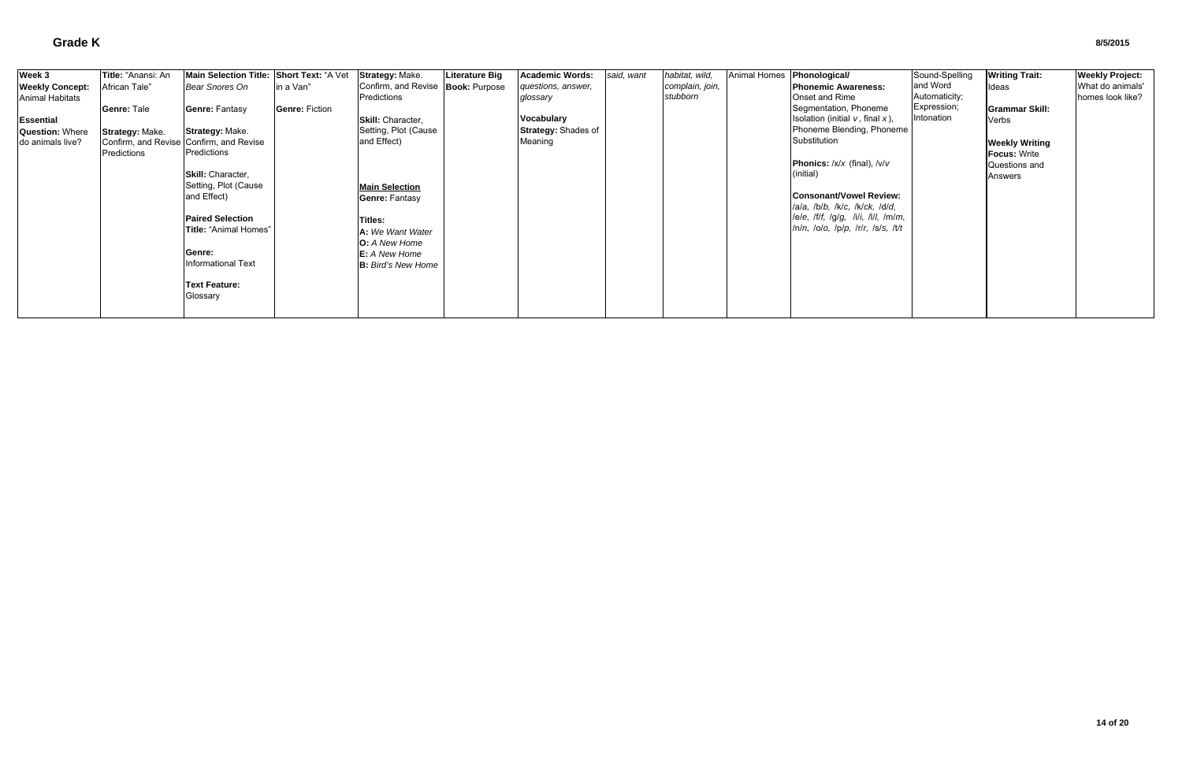# Grade K

8/5/2015

| Week 3 | Title: "Anansi: An African Tale" | Main Selection Title: *Bear Snores On* | Short Text: "A Vet in a Van" | Strategy: Make. Confirm, and Revise Predictions | Literature Big Book: Purpose | Academic Words: *questions, answer, glossary* | *said, want* | *habitat, wild, complain, join, stubborn* | Animal Homes | Phonological/ Phonemic Awareness: Onset and Rime Segmentation, Phoneme Isolation (initial *v*, final *x*), Phoneme Blending, Phoneme Substitution | Sound-Spelling and Word Automaticity; Expression; Intonation | Writing Trait: Ideas | Weekly Project: What do animals' homes look like? |
|---|---|---|---|---|---|---|---|---|---|---|---|---|---|
| **Weekly Concept:** Animal Habitats<br><br>**Essential Question:** Where do animals live? | **Genre:** Tale<br><br>**Strategy:** Make. Confirm, and Revise Predictions | **Genre:** Fantasy<br><br>**Strategy:** Make. Confirm, and Revise Predictions<br><br>**Skill:** Character, Setting, Plot (Cause and Effect)<br><br>**Paired Selection**<br>**Title:** "Animal Homes"<br><br>**Genre:** Informational Text<br><br>**Text Feature:** Glossary | **Genre:** Fiction | **Skill:** Character, Setting, Plot (Cause and Effect)<br><br>**Main Selection**<br>**Genre:** Fantasy<br><br>**Titles:**<br>**A:** *We Want Water*<br>**O:** *A New Home*<br>**E:** *A New Home*<br>**B:** *Bird's New Home* | | **Vocabulary Strategy:** Shades of Meaning | | | | **Phonics:** /x/*x* (final), /v/*v* (initial)<br><br>**Consonant/Vowel Review:** /a/*a*, /b/*b*, /k/*c*, /k/*ck*, /d/*d*, /e/*e*, /f/*f*, /g/*g*, /i/*i*, /l/*l*, /m/*m*, /n/*n*, /o/*o*, /p/*p*, /r/*r*, /s/*s*, /t/*t* | | **Grammar Skill:** Verbs<br><br>**Weekly Writing Focus:** Write Questions and Answers | |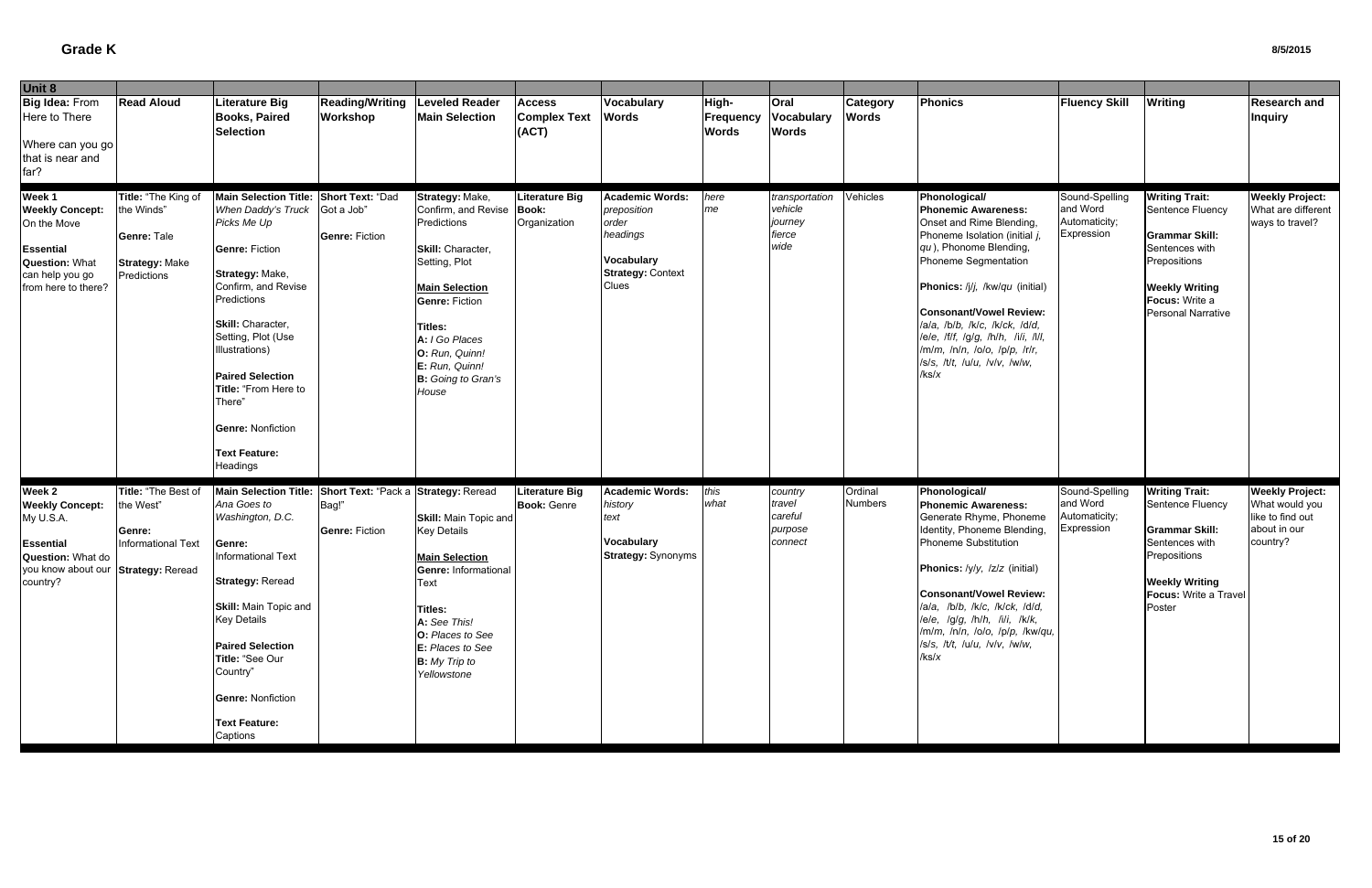# Grade K

| Unit 8 | | | | | | | | | | | | | |
|---|---|---|---|---|---|---|---|---|---|---|---|---|---|
| **Big Idea:** From Here to There<br><br>Where can you go that is near and far? | **Read Aloud** | **Literature Big Books, Paired Selection** | **Reading/Writing Workshop** | **Leveled Reader Main Selection** | **Access Complex Text (ACT)** | **Vocabulary Words** | **High-Frequency Words** | **Oral Vocabulary Words** | **Category Words** | **Phonics** | **Fluency Skill** | **Writing** | **Research and Inquiry** |
| **Week 1**<br>**Weekly Concept:** On the Move<br><br>**Essential Question:** What can help you go from here to there? | **Title:** "The King of the Winds"<br><br>**Genre:** Tale<br><br>**Strategy:** Make Predictions | **Main Selection Title:** *When Daddy's Truck Picks Me Up*<br><br>**Genre:** Fiction<br><br>**Strategy:** Make, Confirm, and Revise Predictions<br><br>**Skill:** Character, Setting, Plot (Use Illustrations)<br><br>**Paired Selection Title:** "From Here to There"<br><br>**Genre:** Nonfiction<br><br>**Text Feature:** Headings | **Short Text:** "Dad Got a Job"<br><br>**Genre:** Fiction | **Strategy:** Make, Confirm, and Revise Predictions<br><br>**Skill:** Character, Setting, Plot<br><br>**Main Selection**<br>**Genre:** Fiction<br><br>**Titles:**<br>**A:** *I Go Places*<br>**O:** *Run, Quinn!*<br>**E:** *Run, Quinn!*<br>**B:** *Going to Gran's House* | **Literature Big Book:** Organization | **Academic Words:** *preposition order headings*<br><br>**Vocabulary Strategy:** Context Clues | *here me* | *transportation vehicle journey fierce wide* | Vehicles | **Phonological/ Phonemic Awareness:** Onset and Rime Blending, Phoneme Isolation (initial *j*, *qu*), Phonome Blending, Phoneme Segmentation<br><br>**Phonics:** /j/*j*, /kw/*qu* (initial)<br><br>**Consonant/Vowel Review:** /a/*a*, /b/*b*, /k/*c*, /k/*ck*, /d/*d*, /e/*e*, /f/*f*, /g/*g*, /h/*h*, /i/*i*, /l/*l*, /m/*m*, /n/*n*, /o/*o*, /p/*p*, /r/*r*, /s/*s*, /t/*t*, /u/*u*, /v/*v*, /w/*w*, /ks/*x* | Sound-Spelling and Word Automaticity; Expression | **Writing Trait:** Sentence Fluency<br><br>**Grammar Skill:** Sentences with Prepositions<br><br>**Weekly Writing Focus:** Write a Personal Narrative | **Weekly Project:** What are different ways to travel? |
| **Week 2**<br>**Weekly Concept:** My U.S.A.<br><br>**Essential Question:** What do you know about our country? | **Title:** "The Best of the West"<br><br>**Genre:** Informational Text<br><br>**Strategy:** Reread | **Main Selection Title:** *Ana Goes to Washington, D.C.*<br><br>**Genre:** Informational Text<br><br>**Strategy:** Reread<br><br>**Skill:** Main Topic and Key Details<br><br>**Paired Selection Title:** "See Our Country"<br><br>**Genre:** Nonfiction<br><br>**Text Feature:** Captions | **Short Text:** "Pack a Bag!"<br><br>**Genre:** Fiction | **Strategy:** Reread<br><br>**Skill:** Main Topic and Key Details<br><br>**Main Selection**<br>**Genre:** Informational Text<br><br>**Titles:**<br>**A:** *See This!*<br>**O:** *Places to See*<br>**E:** *Places to See*<br>**B:** *My Trip to Yellowstone* | **Literature Big Book:** Genre | **Academic Words:** *history text*<br><br>**Vocabulary Strategy:** Synonyms | *this what* | *country travel careful purpose connect* | Ordinal Numbers | **Phonological/ Phonemic Awareness:** Generate Rhyme, Phoneme Identity, Phoneme Blending, Phoneme Substitution<br><br>**Phonics:** /y/*y*, /z/*z* (initial)<br><br>**Consonant/Vowel Review:** /a/*a*, /b/*b*, /k/*c*, /k/*ck*, /d/*d*, /e/*e*, /g/*g*, /h/*h*, /i/*i*, /k/*k*, /m/*m*, /n/*n*, /o/*o*, /p/*p*, /kw/*qu*, /s/*s*, /t/*t*, /u/*u*, /v/*v*, /w/*w*, /ks/*x* | Sound-Spelling and Word Automaticity; Expression | **Writing Trait:** Sentence Fluency<br><br>**Grammar Skill:** Sentences with Prepositions<br><br>**Weekly Writing Focus:** Write a Travel Poster | **Weekly Project:** What would you like to find out about in our country? |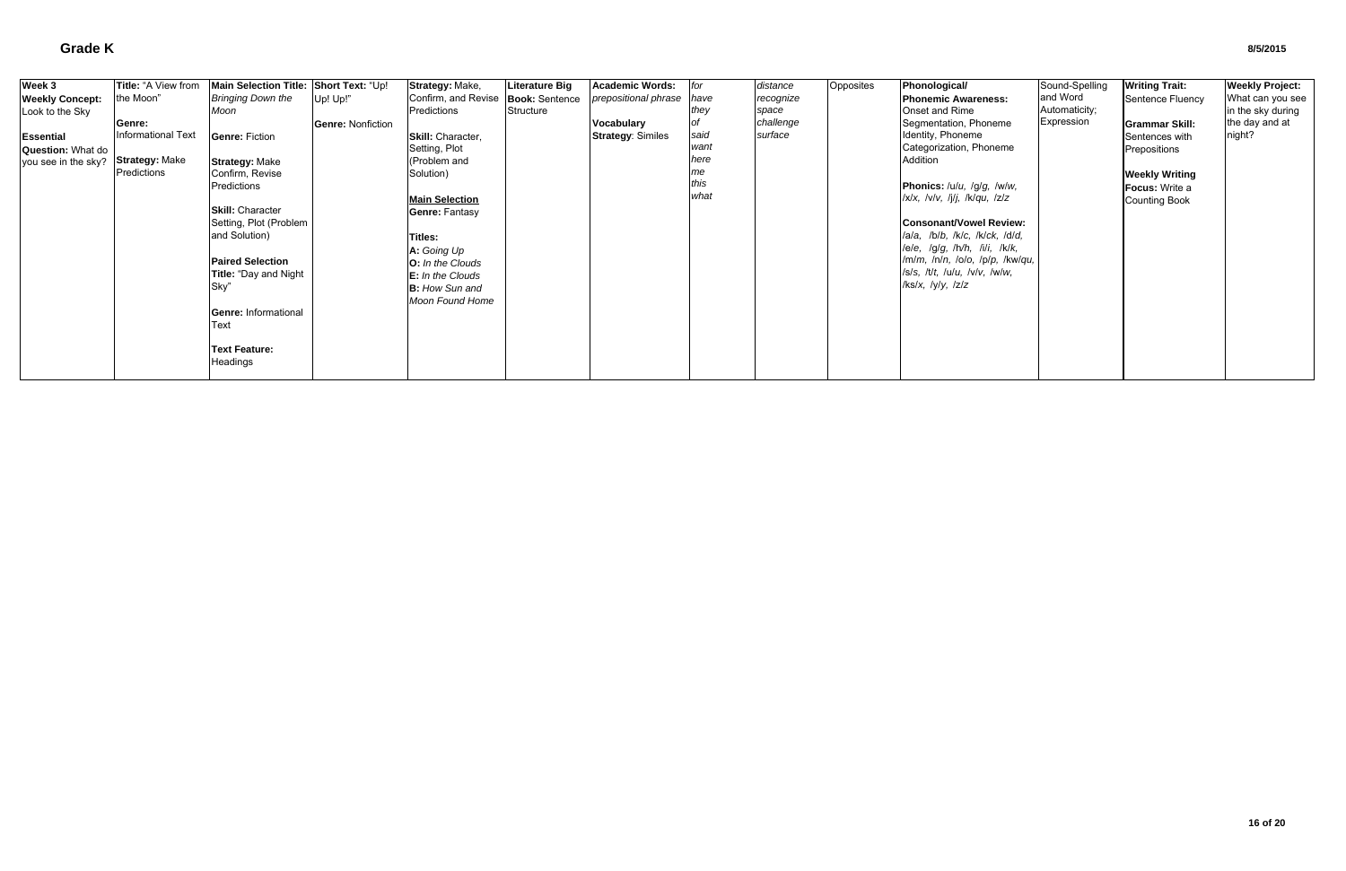# Grade K

| Week 3 | Title: "A View from the Moon" | Main Selection Title: *Bringing Down the Moon* | Short Text: "Up! Up! Up!" | Strategy: Make, Confirm, and Revise Predictions | Literature Big Book: Sentence Structure | Academic Words: *prepositional phrase* | *for* | *distance* | Opposites | Phonological/ Phonemic Awareness: | Sound-Spelling and Word Automaticity; Expression | Writing Trait: | Weekly Project: |
|---|---|---|---|---|---|---|---|---|---|---|---|---|---|
| **Weekly Concept:** Look to the Sky<br><br>**Essential Question:** What do you see in the sky? | **Genre:** Informational Text<br><br>**Strategy:** Make Predictions | **Genre:** Fiction<br><br>**Strategy:** Make Confirm, Revise Predictions<br><br>**Skill:** Character Setting, Plot (Problem and Solution)<br><br>**Paired Selection Title:** "Day and Night Sky"<br><br>**Genre:** Informational Text<br><br>**Text Feature:** Headings | **Genre:** Nonfiction | **Skill:** Character, Setting, Plot (Problem and Solution)<br><br>**Main Selection**<br>**Genre:** Fantasy<br><br>**Titles:**<br>**A:** *Going Up*<br>**O:** *In the Clouds*<br>**E:** *In the Clouds*<br>**B:** *How Sun and Moon Found Home* | | **Vocabulary Strategy:** Similes | *have*<br>*they*<br>*of*<br>*said*<br>*want*<br>*here*<br>*me*<br>*this*<br>*what* | *recognize*<br>*space*<br>*challenge*<br>*surface* | | Onset and Rime Segmentation, Phoneme Identity, Phoneme Categorization, Phoneme Addition<br><br>**Phonics:** /u/u, /g/g, /w/w, /x/x, /v/v, /j/j, /k/qu, /z/z<br><br>**Consonant/Vowel Review:** /a/a, /b/b, /k/c, /k/ck, /d/d, /e/e, /g/g, /h/h, /i/i, /k/k, /m/m, /n/n, /o/o, /p/p, /kw/qu, /s/s, /t/t, /u/u, /v/v, /w/w, /ks/x, /y/y, /z/z | | Sentence Fluency<br><br>**Grammar Skill:** Sentences with Prepositions<br><br>**Weekly Writing Focus:** Write a Counting Book | What can you see in the sky during the day and at night? |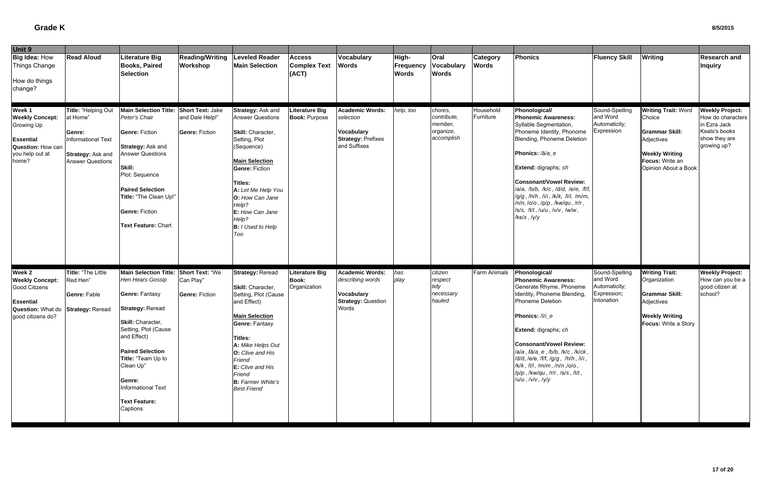# Grade K

| Unit 9 | | | | | | | | | | | | | |
|---|---|---|---|---|---|---|---|---|---|---|---|---|---|
| **Big Idea:** How Things Change<br><br>How do things change? | **Read Aloud** | **Literature Big Books, Paired Selection** | **Reading/Writing Workshop** | **Leveled Reader Main Selection** | **Access Complex Text (ACT)** | **Vocabulary Words** | **High-Frequency Words** | **Oral Vocabulary Words** | **Category Words** | **Phonics** | **Fluency Skill** | **Writing** | **Research and Inquiry** |
| **Week 1**<br>**Weekly Concept:** Growing Up<br><br>**Essential Question:** How can you help out at home? | **Title:** "Helping Out at Home"<br><br>**Genre:** Informational Text<br><br>**Strategy:** Ask and Answer Questions | **Main Selection Title:** *Peter's Chair*<br><br>**Genre:** Fiction<br><br>**Strategy:** Ask and Answer Questions<br><br>**Skill:** Plot: Sequence<br><br>**Paired Selection Title:** "The Clean Up!"<br><br>**Genre:** Fiction<br><br>**Text Feature:** Chart | **Short Text:** Jake and Dale Help!"<br><br>**Genre:** Fiction | **Strategy:** Ask and Answer Questions<br><br>**Skill:** Character, Setting, Plot (Sequence)<br><br>**Main Selection**<br>**Genre:** Fiction<br><br>**Titles:**<br>**A:** *Let Me Help You*<br>**O:** *How Can Jane Help?*<br>**E:** *How Can Jane Help?*<br>**B:** *I Used to Help Too* | **Literature Big Book:** Purpose | **Academic Words:** *selection*<br><br>**Vocabulary Strategy:** Prefixes and Suffixes | *help, too* | *chores, contribute, member, organize, accomplish* | Household Furniture | **Phonological/ Phonemic Awareness:** Syllable Segmentation, Phoneme Identity, Phonome Blending, Phoneme Deletion<br><br>**Phonics:** /ā/*a_e*<br><br>**Extend:** digraphs; *sh*<br><br>**Consonant/Vowel Review:** /a/*a*, /b/*b*, /k/*c* , /d/*d*, /e/*e*, /f/*f*, /g/*g* , /h/*h* , /i/*i* , /k/*k*, /l/*l*, /m/*m*, /n/*n*, /o/*o* , /p/*p* , /kw/*qu* , /r/*r* , /s/*s*, /t/*t* , /u/*u* , /v/*v* , /w/*w* , /ks/*x* , /y/*y* | Sound-Spelling and Word Automaticity; Expression | **Writing Trait:** Word Choice<br><br>**Grammar Skill:** Adjectives<br><br>**Weekly Writing Focus:** Write an Opinion About a Book | **Weekly Project:** How do characters in Ezra Jack Keats's books show they are growing up? |
| **Week 2**<br>**Weekly Concept:** Good Citizens<br><br>**Essential Question:** What do good citizens do? | **Title:** "The Little Red Hen"<br><br>**Genre:** Fable<br><br>**Strategy:** Reread | **Main Selection Title:** *Hen Hears Gossip*<br><br>**Genre:** Fantasy<br><br>**Strategy:** Reread<br><br>**Skill:** Character, Setting, Plot (Cause and Effect)<br><br>**Paired Selection Title:** "Team Up to Clean Up"<br><br>**Genre:** Informational Text<br><br>**Text Feature:** Captions | **Short Text:** "We Can Play"<br><br>**Genre:** Fiction | **Strategy:** Reread<br><br>**Skill:** Character, Setting, Plot (Cause and Effect)<br><br>**Main Selection**<br>**Genre:** Fantasy<br><br>**Titles:**<br>**A:** *Mike Helps Out*<br>**O:** *Clive and His Friend*<br>**E:** *Clive and His Friend*<br>**B:** *Farmer White's Best Friend* | **Literature Big Book:** Organization | **Academic Words:** *describing words*<br><br>**Vocabulary Strategy:** Question Words | *has play* | *citizen respect tidy necessary hauled* | Farm Animals | **Phonological/ Phonemic Awareness:** Generate Rhyme, Phoneme Identity, Phoneme Blending, Phoneme Deletion<br><br>**Phonics:** /ī/*i_e*<br><br>**Extend:** digraphs; *ch*<br><br>**Consonant/Vowel Review:** /a/*a* , /ā/*a_e* , /b/*b*, /k/*c* , /k/*ck* , /d/*d*, /e/*e*, /f/*f*, /g/*g* , /h/*h* , /i/*i* , /k/*k* , /l/*l* , /m/*m* , /n/*n* ,/o/*o* , /p/*p* , /kw/*qu* , /r/*r* , /s/*s* , /t/*t* , /u/*u* , /v/*v* , /y/*y* | Sound-Spelling and Word Automaticity; Expression; Intonation | **Writing Trait:** Organization<br><br>**Grammar Skill:** Adjectives<br><br>**Weekly Writing Focus:** Write a Story | **Weekly Project:** How can you be a good citizen at school? |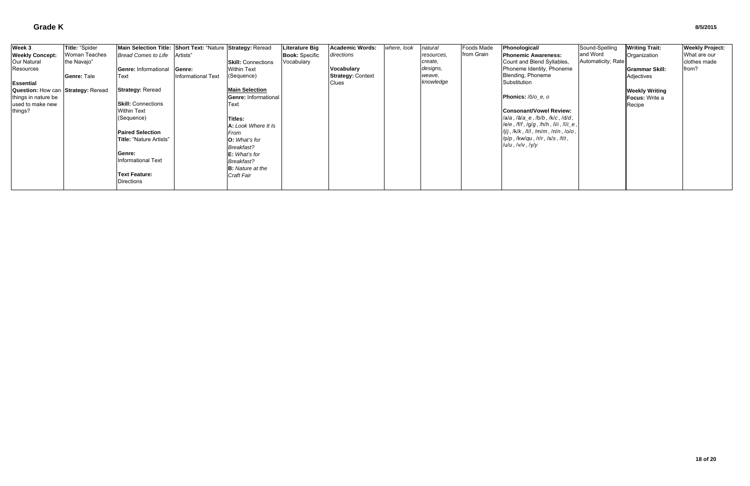# Grade K

8/5/2015

| Week 3 **Weekly Concept:** Our Natural Resources **Essential Question:** How can things in nature be used to make new things? | **Title:** "Spider Woman Teaches the Navajo" **Genre:** Tale **Strategy:** Reread | **Main Selection Title:** *Bread Comes to Life* **Genre:** Informational Text **Strategy:** Reread **Skill:** Connections Within Text (Sequence) **Paired Selection Title:** "Nature Artists" **Genre:** Informational Text **Text Feature:** Directions | **Short Text:** "Nature Artists" **Genre:** Informational Text | **Strategy:** Reread **Skill:** Connections Within Text (Sequence) **Main Selection Genre:** Informational Text **Titles:** **A:** *Look Where It Is From* **O:** *What's for Breakfast?* **E:** *What's for Breakfast?* **B:** *Nature at the Craft Fair* | **Literature Big Book:** Specific Vocabulary | **Academic Words:** *directions* **Vocabulary Strategy:** Context Clues | *where, look* | *natural resources, create, designs, weave, knowledge* | Foods Made from Grain | **Phonological/ Phonemic Awareness:** Count and Blend Syllables, Phoneme Identity, Phoneme Blending, Phoneme Substitution **Phonics:** /ō/*o_e, o* **Consonant/Vowel Review:** /a/*a* , /ā/*a_e* , /b/*b* , /k/*c* , /d/*d* , /e/*e* , /f/*f* , /g/*g* , /h/*h* , /i/*i* , /ī/*i_e* , /j/*j* , /k/*k* , /l/*l* , /m/*m* , /n/*n* , /o/*o* , /p/*p* , /kw/*qu* , /r/*r* , /s/*s* , /t/*t* , /u/*u* , /v/*v* , /y/*y* | Sound-Spelling and Word Automaticity; Rate | **Writing Trait:** Organization **Grammar Skill:** Adjectives **Weekly Writing Focus:** Write a Recipe | **Weekly Project:** What are our clothes made from? |
|---|---|---|---|---|---|---|---|---|---|---|---|---|---|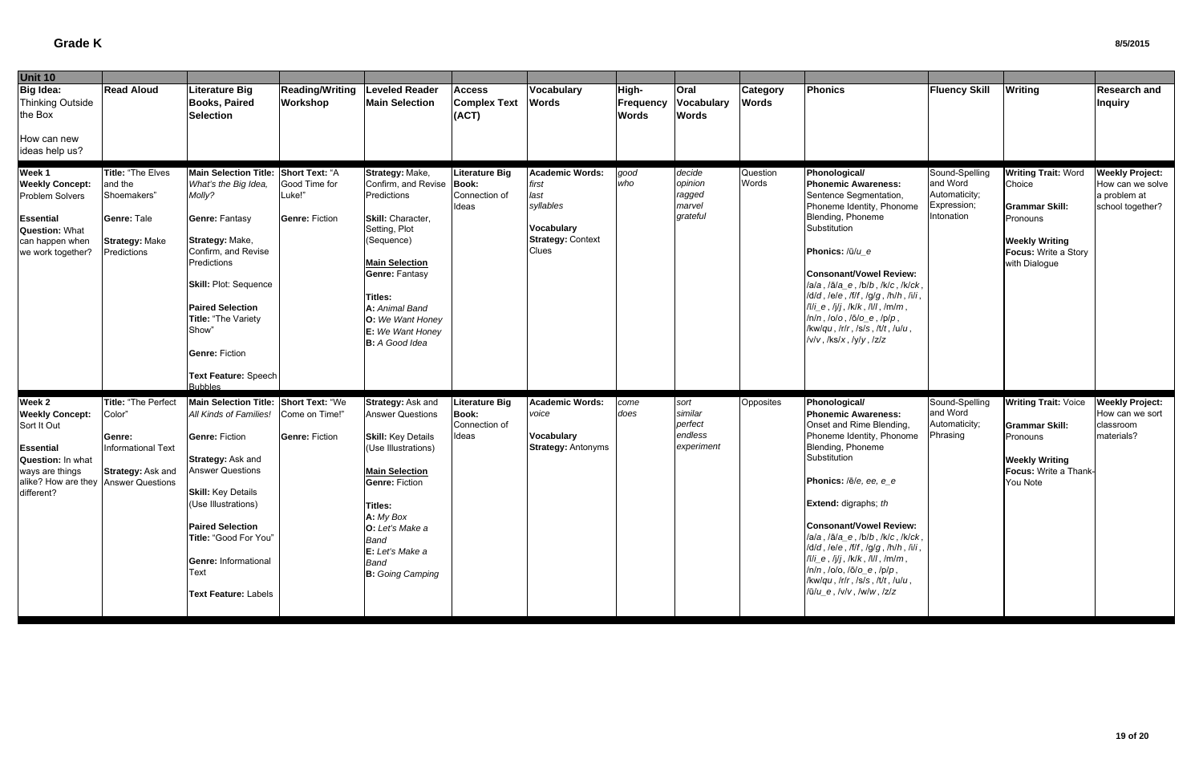# Grade K

8/5/2015

| Unit 10 | | | | | | | | | | | | | |
|---|---|---|---|---|---|---|---|---|---|---|---|---|---|
| **Big Idea:** Thinking Outside the Box<br><br>How can new ideas help us? | **Read Aloud** | **Literature Big Books, Paired Selection** | **Reading/Writing Workshop** | **Leveled Reader Main Selection** | **Access Complex Text (ACT)** | **Vocabulary Words** | **High-Frequency Words** | **Oral Vocabulary Words** | **Category Words** | **Phonics** | **Fluency Skill** | **Writing** | **Research and Inquiry** |
| **Week 1**<br>**Weekly Concept:** Problem Solvers<br><br>**Essential Question:** What can happen when we work together? | **Title:** "The Elves and the Shoemakers"<br><br>**Genre:** Tale<br><br>**Strategy:** Make Predictions | **Main Selection Title:** *What's the Big Idea, Molly?*<br><br>**Genre:** Fantasy<br><br>**Strategy:** Make, Confirm, and Revise Predictions<br><br>**Skill:** Plot: Sequence<br><br>**Paired Selection Title:** "The Variety Show"<br><br>**Genre:** Fiction<br><br>**Text Feature:** Speech Bubbles | **Short Text:** "A Good Time for Luke!"<br><br>**Genre:** Fiction | **Strategy:** Make, Confirm, and Revise Predictions<br><br>**Skill:** Character, Setting, Plot (Sequence)<br><br>**Main Selection**<br>**Genre:** Fantasy<br><br>**Titles:**<br>**A:** *Animal Band*<br>**O:** *We Want Honey*<br>**E:** *We Want Honey*<br>**B:** *A Good Idea* | **Literature Big Book:** Connection of Ideas | **Academic Words:** *first last syllables*<br><br>**Vocabulary Strategy:** Context Clues | *good who* | *decide opinion ragged marvel grateful* | Question Words | **Phonological/ Phonemic Awareness:** Sentence Segmentation, Phoneme Identity, Phoneme Blending, Phoneme Substitution<br><br>**Phonics:** /ū/*u_e*<br><br>**Consonant/Vowel Review:** /a/*a*, /ā/*a_e*, /b/*b*, /k/*c*, /k/*ck*, /d/*d*, /e/*e*, /f/*f*, /g/*g*, /h/*h*, /i/*i*, /ī/*i_e*, /j/*j*, /k/*k*, /l/*l*, /m/*m*, /n/*n*, /o/*o*, /ō/*o_e*, /p/*p*, /kw/*qu*, /r/*r*, /s/*s*, /t/*t*, /u/*u*, /v/*v*, /ks/*x*, /y/*y*, /z/*z* | Sound-Spelling and Word Automaticity; Expression; Intonation | **Writing Trait:** Word Choice<br><br>**Grammar Skill:** Pronouns<br><br>**Weekly Writing Focus:** Write a Story with Dialogue | **Weekly Project:** How can we solve a problem at school together? |
| **Week 2**<br>**Weekly Concept:** Sort It Out<br><br>**Essential Question:** In what ways are things alike? How are they different? | **Title:** "The Perfect Color"<br><br>**Genre:** Informational Text<br><br>**Strategy:** Ask and Answer Questions | **Main Selection Title:** *All Kinds of Families!*<br><br>**Genre:** Fiction<br><br>**Strategy:** Ask and Answer Questions<br><br>**Skill:** Key Details (Use Illustrations)<br><br>**Paired Selection Title:** "Good For You"<br><br>**Genre:** Informational Text<br><br>**Text Feature:** Labels | **Short Text:** "We Come on Time!"<br><br>**Genre:** Fiction | **Strategy:** Ask and Answer Questions<br><br>**Skill:** Key Details (Use Illustrations)<br><br>**Main Selection**<br>**Genre:** Fiction<br><br>**Titles:**<br>**A:** *My Box*<br>**O:** *Let's Make a Band*<br>**E:** *Let's Make a Band*<br>**B:** *Going Camping* | **Literature Big Book:** Connection of Ideas | **Academic Words:** *voice*<br><br>**Vocabulary Strategy:** Antonyms | *come does* | *sort similar perfect endless experiment* | Opposites | **Phonological/ Phonemic Awareness:** Onset and Rime Blending, Phoneme Identity, Phoneme Blending, Phoneme Substitution<br><br>**Phonics:** /ē/*e*, *ee*, *e_e*<br><br>**Extend:** digraphs; *th*<br><br>**Consonant/Vowel Review:** /a/*a*, /ā/*a_e*, /b/*b*, /k/*c*, /k/*ck*, /d/*d*, /e/*e*, /f/*f*, /g/*g*, /h/*h*, /i/*i*, /ī/*i_e*, /j/*j*, /k/*k*, /l/*l*, /m/*m*, /n/*n*, /o/*o*, /ō/*o_e*, /p/*p*, /kw/*qu*, /r/*r*, /s/*s*, /t/*t*, /u/*u*, /ū/*u_e*, /v/*v*, /w/*w*, /z/*z* | Sound-Spelling and Word Automaticity; Phrasing | **Writing Trait:** Voice<br><br>**Grammar Skill:** Pronouns<br><br>**Weekly Writing Focus:** Write a Thank-You Note | **Weekly Project:** How can we sort classroom materials? |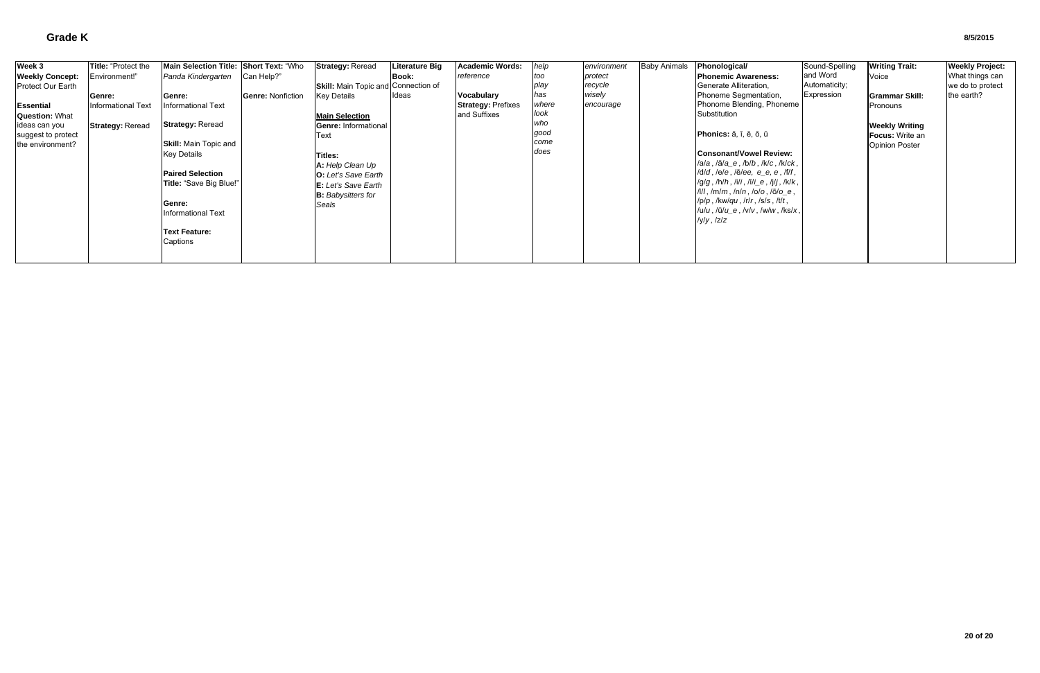# Grade K

8/5/2015

| | | | | | | | | | | | | | |
|---|---|---|---|---|---|---|---|---|---|---|---|---|---|
| **Week 3**<br>**Weekly Concept:** Protect Our Earth<br><br>**Essential Question:** What ideas can you suggest to protect the environment? | **Title:** "Protect the Environment!"<br><br>**Genre:** Informational Text<br><br>**Strategy:** Reread | **Main Selection Title:** *Panda Kindergarten*<br><br>**Genre:** Informational Text<br><br>**Strategy:** Reread<br><br>**Skill:** Main Topic and Key Details<br><br>**Paired Selection Title:** "Save Big Blue!"<br><br>**Genre:** Informational Text<br><br>**Text Feature:** Captions | **Short Text:** "Who Can Help?"<br><br>**Genre:** Nonfiction | **Strategy:** Reread<br><br>**Skill:** Main Topic and Key Details<br><br>**Main Selection**<br>**Genre:** Informational Text<br><br>**Titles:**<br>**A:** *Help Clean Up*<br>**O:** *Let's Save Earth*<br>**E:** *Let's Save Earth*<br>**B:** *Babysitters for Seals* | **Literature Big Book:** Connection of Ideas | **Academic Words:** *reference*<br><br>**Vocabulary Strategy:** Prefixes and Suffixes | *help*<br>*too*<br>*play*<br>*has*<br>*where*<br>*look*<br>*who*<br>*good*<br>*come*<br>*does* | *environment*<br>*protect*<br>*recycle*<br>*wisely*<br>*encourage* | Baby Animals | **Phonological/ Phonemic Awareness:** Generate Alliteration, Phoneme Segmentation, Phonome Blending, Phoneme Substitution<br><br>**Phonics:** ā, ī, ē, ō, ū<br><br>**Consonant/Vowel Review:** /a/*a* , /ā/*a_e* , /b/*b* , /k/*c* , /k/*ck* , /d/*d* , /e/*e* , /ē/*ee, e_e, e* , /f/*f* , /g/*g* , /h/*h* , /i/*i* , /ī/*i_e* , /j/*j* , /k/*k* , /l/*l* , /m/*m* , /n/*n* , /o/*o* , /ō/*o_e* , /p/*p* , /kw/*qu* , /r/*r* , /s/*s* , /t/*t* , /u/*u* , /ū/*u_e* , /v/*v* , /w/*w* , /ks/*x* , /y/*y* , /z/*z* | Sound-Spelling and Word Automaticity; Expression | **Writing Trait:** Voice<br><br>**Grammar Skill:** Pronouns<br><br>**Weekly Writing Focus:** Write an Opinion Poster | **Weekly Project:** What things can we do to protect the earth? |